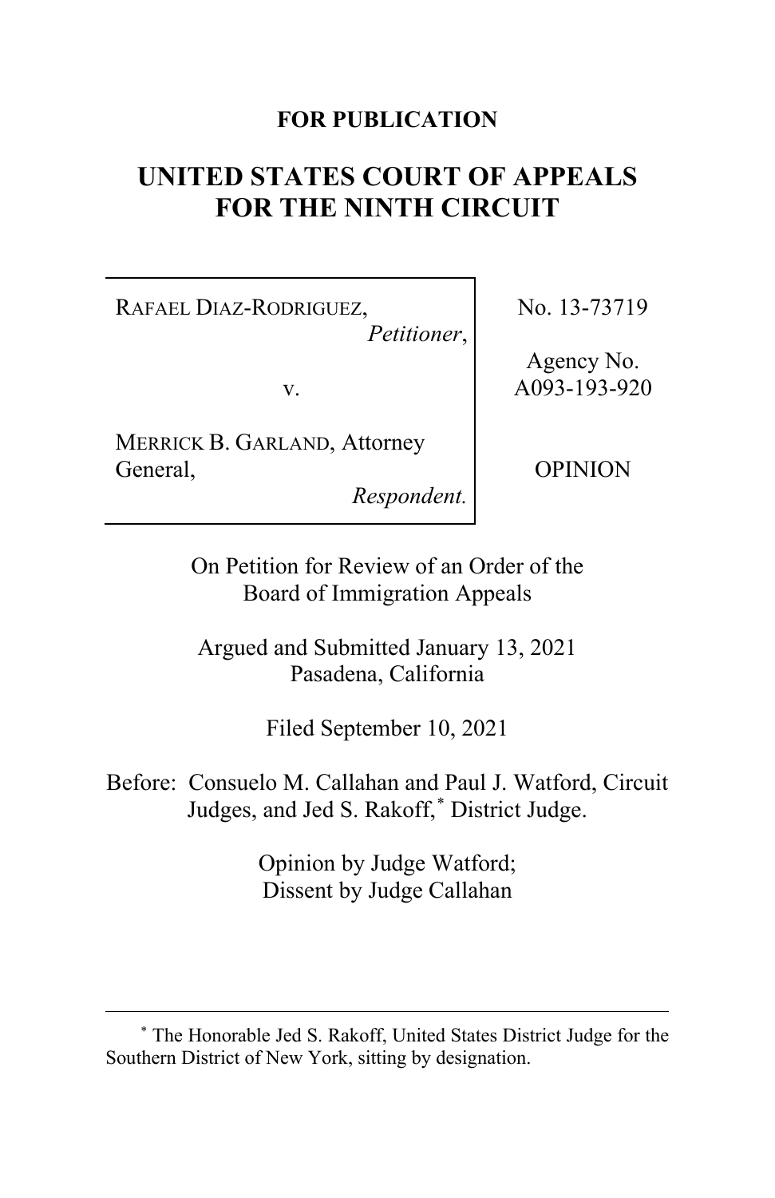**FOR PUBLICATION**

# UNITED STATES COURT OF APPEALS FOR THE NINTH CIRCUIT

| | |
|---|---|
| RAFAEL DIAZ-RODRIGUEZ, *Petitioner*, v. MERRICK B. GARLAND, Attorney General, *Respondent.* | No. 13-73719 Agency No. A093-193-920 OPINION |

On Petition for Review of an Order of the Board of Immigration Appeals

Argued and Submitted January 13, 2021
Pasadena, California

Filed September 10, 2021

Before: Consuelo M. Callahan and Paul J. Watford, Circuit Judges, and Jed S. Rakoff,* District Judge.

Opinion by Judge Watford;
Dissent by Judge Callahan

---

* The Honorable Jed S. Rakoff, United States District Judge for the Southern District of New York, sitting by designation.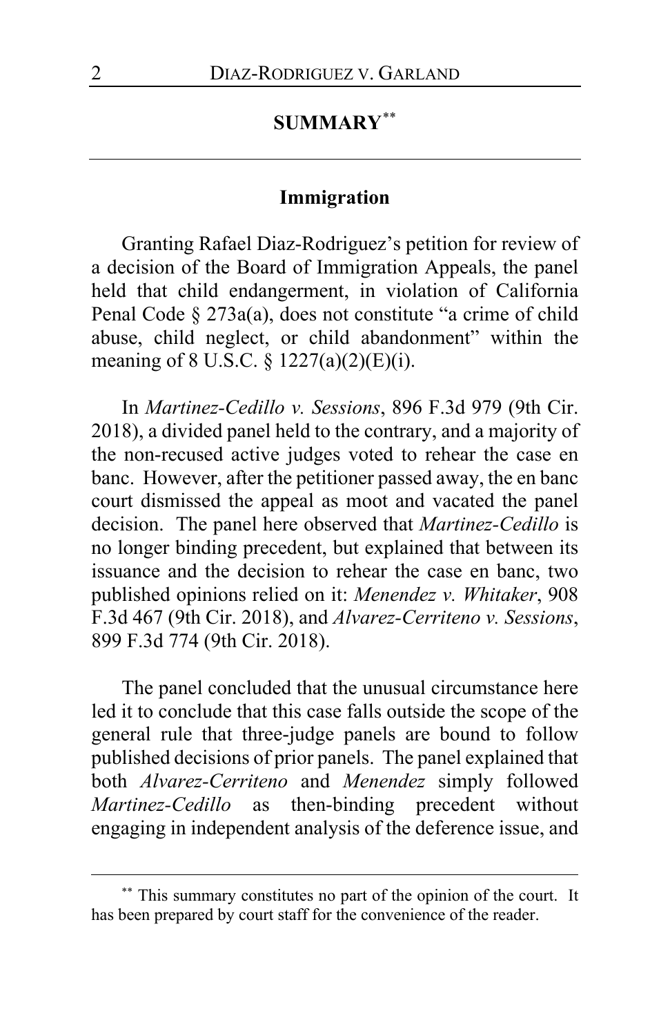## SUMMARY[**]

### Immigration

Granting Rafael Diaz-Rodriguez's petition for review of a decision of the Board of Immigration Appeals, the panel held that child endangerment, in violation of California Penal Code § 273a(a), does not constitute "a crime of child abuse, child neglect, or child abandonment" within the meaning of 8 U.S.C. § 1227(a)(2)(E)(i).

In *Martinez-Cedillo v. Sessions*, 896 F.3d 979 (9th Cir. 2018), a divided panel held to the contrary, and a majority of the non-recused active judges voted to rehear the case en banc. However, after the petitioner passed away, the en banc court dismissed the appeal as moot and vacated the panel decision. The panel here observed that *Martinez-Cedillo* is no longer binding precedent, but explained that between its issuance and the decision to rehear the case en banc, two published opinions relied on it: *Menendez v. Whitaker*, 908 F.3d 467 (9th Cir. 2018), and *Alvarez-Cerriteno v. Sessions*, 899 F.3d 774 (9th Cir. 2018).

The panel concluded that the unusual circumstance here led it to conclude that this case falls outside the scope of the general rule that three-judge panels are bound to follow published decisions of prior panels. The panel explained that both *Alvarez-Cerriteno* and *Menendez* simply followed *Martinez-Cedillo* as then-binding precedent without engaging in independent analysis of the deference issue, and

[**] This summary constitutes no part of the opinion of the court. It has been prepared by court staff for the convenience of the reader.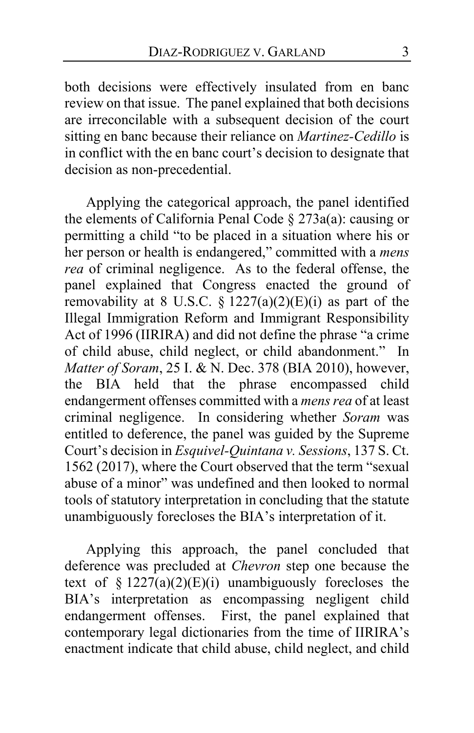both decisions were effectively insulated from en banc review on that issue. The panel explained that both decisions are irreconcilable with a subsequent decision of the court sitting en banc because their reliance on *Martinez-Cedillo* is in conflict with the en banc court's decision to designate that decision as non-precedential.

Applying the categorical approach, the panel identified the elements of California Penal Code § 273a(a): causing or permitting a child "to be placed in a situation where his or her person or health is endangered," committed with a *mens rea* of criminal negligence. As to the federal offense, the panel explained that Congress enacted the ground of removability at 8 U.S.C. § 1227(a)(2)(E)(i) as part of the Illegal Immigration Reform and Immigrant Responsibility Act of 1996 (IIRIRA) and did not define the phrase "a crime of child abuse, child neglect, or child abandonment." In *Matter of Soram*, 25 I. & N. Dec. 378 (BIA 2010), however, the BIA held that the phrase encompassed child endangerment offenses committed with a *mens rea* of at least criminal negligence. In considering whether *Soram* was entitled to deference, the panel was guided by the Supreme Court's decision in *Esquivel-Quintana v. Sessions*, 137 S. Ct. 1562 (2017), where the Court observed that the term "sexual abuse of a minor" was undefined and then looked to normal tools of statutory interpretation in concluding that the statute unambiguously forecloses the BIA's interpretation of it.

Applying this approach, the panel concluded that deference was precluded at *Chevron* step one because the text of § 1227(a)(2)(E)(i) unambiguously forecloses the BIA's interpretation as encompassing negligent child endangerment offenses. First, the panel explained that contemporary legal dictionaries from the time of IIRIRA's enactment indicate that child abuse, child neglect, and child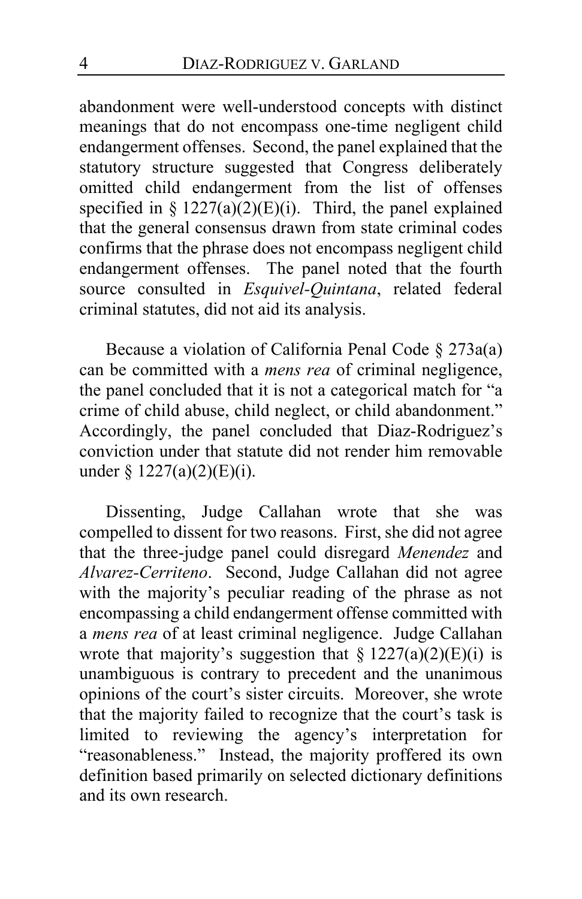abandonment were well-understood concepts with distinct meanings that do not encompass one-time negligent child endangerment offenses. Second, the panel explained that the statutory structure suggested that Congress deliberately omitted child endangerment from the list of offenses specified in § 1227(a)(2)(E)(i). Third, the panel explained that the general consensus drawn from state criminal codes confirms that the phrase does not encompass negligent child endangerment offenses. The panel noted that the fourth source consulted in *Esquivel-Quintana*, related federal criminal statutes, did not aid its analysis.

Because a violation of California Penal Code § 273a(a) can be committed with a *mens rea* of criminal negligence, the panel concluded that it is not a categorical match for "a crime of child abuse, child neglect, or child abandonment." Accordingly, the panel concluded that Diaz-Rodriguez's conviction under that statute did not render him removable under § 1227(a)(2)(E)(i).

Dissenting, Judge Callahan wrote that she was compelled to dissent for two reasons. First, she did not agree that the three-judge panel could disregard *Menendez* and *Alvarez-Cerriteno*. Second, Judge Callahan did not agree with the majority's peculiar reading of the phrase as not encompassing a child endangerment offense committed with a *mens rea* of at least criminal negligence. Judge Callahan wrote that majority's suggestion that § 1227(a)(2)(E)(i) is unambiguous is contrary to precedent and the unanimous opinions of the court's sister circuits. Moreover, she wrote that the majority failed to recognize that the court's task is limited to reviewing the agency's interpretation for "reasonableness." Instead, the majority proffered its own definition based primarily on selected dictionary definitions and its own research.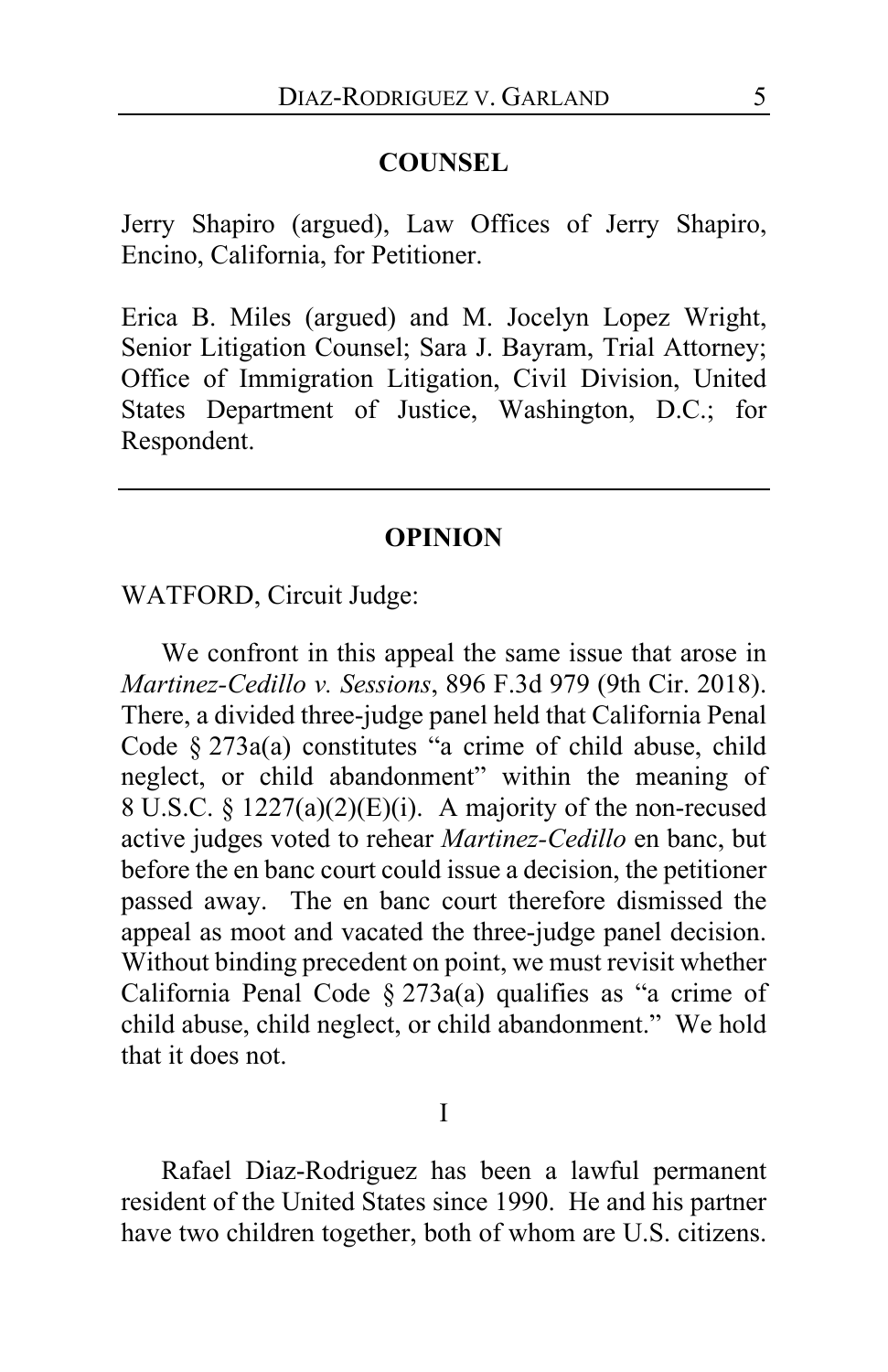## COUNSEL

Jerry Shapiro (argued), Law Offices of Jerry Shapiro, Encino, California, for Petitioner.

Erica B. Miles (argued) and M. Jocelyn Lopez Wright, Senior Litigation Counsel; Sara J. Bayram, Trial Attorney; Office of Immigration Litigation, Civil Division, United States Department of Justice, Washington, D.C.; for Respondent.

---

## OPINION

WATFORD, Circuit Judge:

We confront in this appeal the same issue that arose in *Martinez-Cedillo v. Sessions*, 896 F.3d 979 (9th Cir. 2018). There, a divided three-judge panel held that California Penal Code § 273a(a) constitutes "a crime of child abuse, child neglect, or child abandonment" within the meaning of 8 U.S.C. § 1227(a)(2)(E)(i). A majority of the non-recused active judges voted to rehear *Martinez-Cedillo* en banc, but before the en banc court could issue a decision, the petitioner passed away. The en banc court therefore dismissed the appeal as moot and vacated the three-judge panel decision. Without binding precedent on point, we must revisit whether California Penal Code § 273a(a) qualifies as "a crime of child abuse, child neglect, or child abandonment." We hold that it does not.

### I

Rafael Diaz-Rodriguez has been a lawful permanent resident of the United States since 1990. He and his partner have two children together, both of whom are U.S. citizens.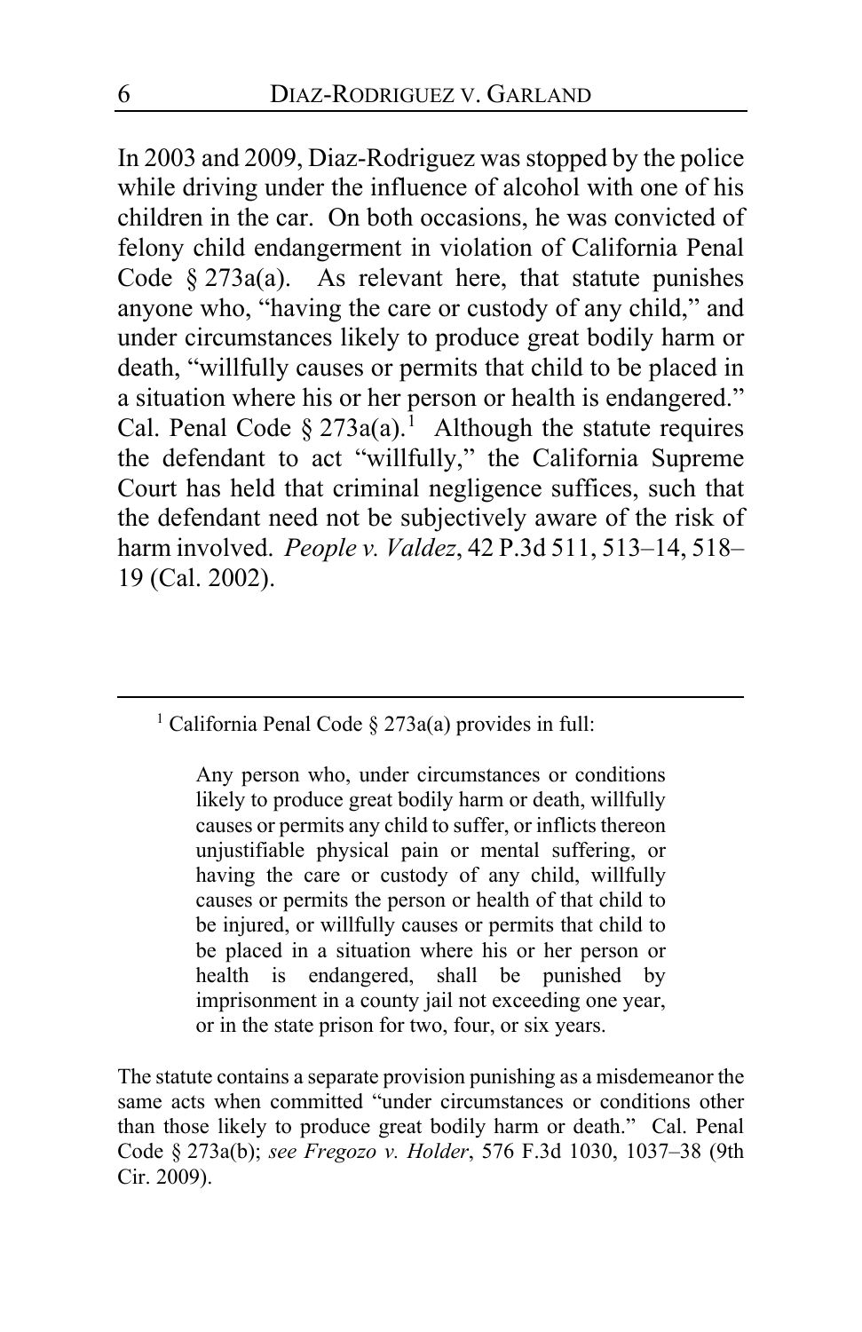In 2003 and 2009, Diaz-Rodriguez was stopped by the police while driving under the influence of alcohol with one of his children in the car. On both occasions, he was convicted of felony child endangerment in violation of California Penal Code § 273a(a). As relevant here, that statute punishes anyone who, "having the care or custody of any child," and under circumstances likely to produce great bodily harm or death, "willfully causes or permits that child to be placed in a situation where his or her person or health is endangered." Cal. Penal Code § 273a(a).[1] Although the statute requires the defendant to act "willfully," the California Supreme Court has held that criminal negligence suffices, such that the defendant need not be subjectively aware of the risk of harm involved. *People v. Valdez*, 42 P.3d 511, 513–14, 518–19 (Cal. 2002).

---

[1] California Penal Code § 273a(a) provides in full:

> Any person who, under circumstances or conditions likely to produce great bodily harm or death, willfully causes or permits any child to suffer, or inflicts thereon unjustifiable physical pain or mental suffering, or having the care or custody of any child, willfully causes or permits the person or health of that child to be injured, or willfully causes or permits that child to be placed in a situation where his or her person or health is endangered, shall be punished by imprisonment in a county jail not exceeding one year, or in the state prison for two, four, or six years.

The statute contains a separate provision punishing as a misdemeanor the same acts when committed "under circumstances or conditions other than those likely to produce great bodily harm or death." Cal. Penal Code § 273a(b); *see Fregozo v. Holder*, 576 F.3d 1030, 1037–38 (9th Cir. 2009).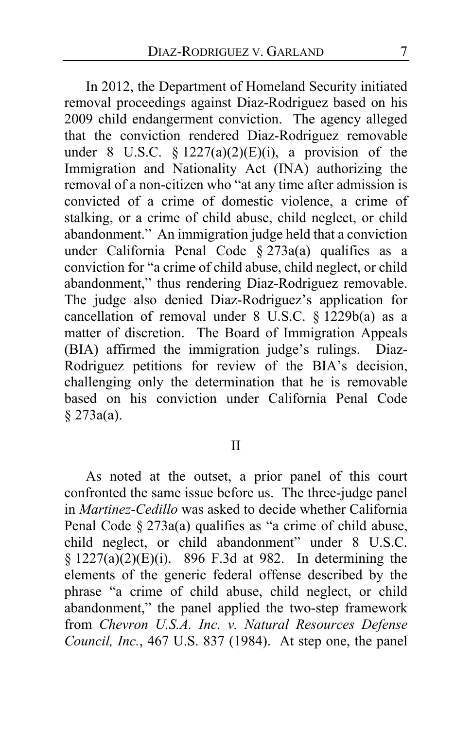In 2012, the Department of Homeland Security initiated removal proceedings against Diaz-Rodriguez based on his 2009 child endangerment conviction. The agency alleged that the conviction rendered Diaz-Rodriguez removable under 8 U.S.C. § 1227(a)(2)(E)(i), a provision of the Immigration and Nationality Act (INA) authorizing the removal of a non-citizen who "at any time after admission is convicted of a crime of domestic violence, a crime of stalking, or a crime of child abuse, child neglect, or child abandonment." An immigration judge held that a conviction under California Penal Code § 273a(a) qualifies as a conviction for "a crime of child abuse, child neglect, or child abandonment," thus rendering Diaz-Rodriguez removable. The judge also denied Diaz-Rodriguez's application for cancellation of removal under 8 U.S.C. § 1229b(a) as a matter of discretion. The Board of Immigration Appeals (BIA) affirmed the immigration judge's rulings. Diaz-Rodriguez petitions for review of the BIA's decision, challenging only the determination that he is removable based on his conviction under California Penal Code § 273a(a).

## II

As noted at the outset, a prior panel of this court confronted the same issue before us. The three-judge panel in *Martinez-Cedillo* was asked to decide whether California Penal Code § 273a(a) qualifies as "a crime of child abuse, child neglect, or child abandonment" under 8 U.S.C. § 1227(a)(2)(E)(i). 896 F.3d at 982. In determining the elements of the generic federal offense described by the phrase "a crime of child abuse, child neglect, or child abandonment," the panel applied the two-step framework from *Chevron U.S.A. Inc. v. Natural Resources Defense Council, Inc.*, 467 U.S. 837 (1984). At step one, the panel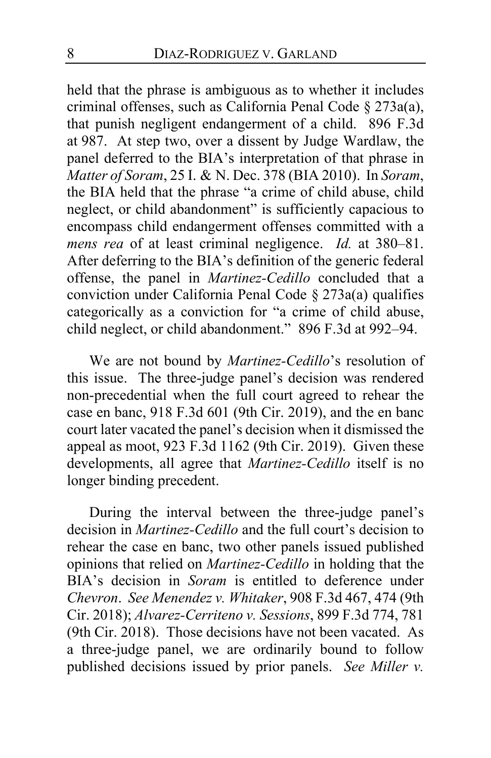held that the phrase is ambiguous as to whether it includes criminal offenses, such as California Penal Code § 273a(a), that punish negligent endangerment of a child. 896 F.3d at 987. At step two, over a dissent by Judge Wardlaw, the panel deferred to the BIA's interpretation of that phrase in *Matter of Soram*, 25 I. & N. Dec. 378 (BIA 2010). In *Soram*, the BIA held that the phrase "a crime of child abuse, child neglect, or child abandonment" is sufficiently capacious to encompass child endangerment offenses committed with a *mens rea* of at least criminal negligence. *Id.* at 380–81. After deferring to the BIA's definition of the generic federal offense, the panel in *Martinez-Cedillo* concluded that a conviction under California Penal Code § 273a(a) qualifies categorically as a conviction for "a crime of child abuse, child neglect, or child abandonment." 896 F.3d at 992–94.

We are not bound by *Martinez-Cedillo*'s resolution of this issue. The three-judge panel's decision was rendered non-precedential when the full court agreed to rehear the case en banc, 918 F.3d 601 (9th Cir. 2019), and the en banc court later vacated the panel's decision when it dismissed the appeal as moot, 923 F.3d 1162 (9th Cir. 2019). Given these developments, all agree that *Martinez-Cedillo* itself is no longer binding precedent.

During the interval between the three-judge panel's decision in *Martinez-Cedillo* and the full court's decision to rehear the case en banc, two other panels issued published opinions that relied on *Martinez-Cedillo* in holding that the BIA's decision in *Soram* is entitled to deference under *Chevron*. *See Menendez v. Whitaker*, 908 F.3d 467, 474 (9th Cir. 2018); *Alvarez-Cerriteno v. Sessions*, 899 F.3d 774, 781 (9th Cir. 2018). Those decisions have not been vacated. As a three-judge panel, we are ordinarily bound to follow published decisions issued by prior panels. *See Miller v.*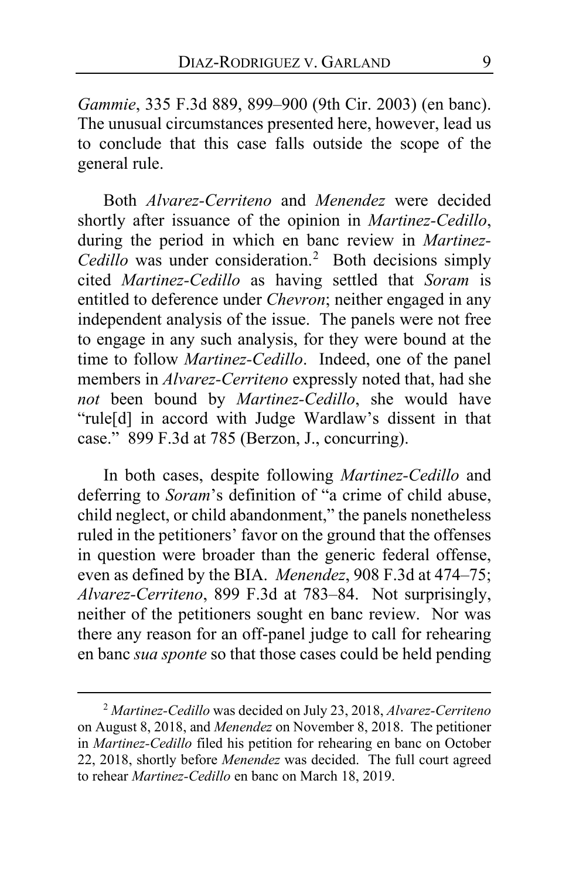*Gammie*, 335 F.3d 889, 899–900 (9th Cir. 2003) (en banc). The unusual circumstances presented here, however, lead us to conclude that this case falls outside the scope of the general rule.

Both *Alvarez-Cerriteno* and *Menendez* were decided shortly after issuance of the opinion in *Martinez-Cedillo*, during the period in which en banc review in *Martinez-Cedillo* was under consideration.[2] Both decisions simply cited *Martinez-Cedillo* as having settled that *Soram* is entitled to deference under *Chevron*; neither engaged in any independent analysis of the issue. The panels were not free to engage in any such analysis, for they were bound at the time to follow *Martinez-Cedillo*. Indeed, one of the panel members in *Alvarez-Cerriteno* expressly noted that, had she *not* been bound by *Martinez-Cedillo*, she would have "rule[d] in accord with Judge Wardlaw's dissent in that case." 899 F.3d at 785 (Berzon, J., concurring).

In both cases, despite following *Martinez-Cedillo* and deferring to *Soram*'s definition of "a crime of child abuse, child neglect, or child abandonment," the panels nonetheless ruled in the petitioners' favor on the ground that the offenses in question were broader than the generic federal offense, even as defined by the BIA. *Menendez*, 908 F.3d at 474–75; *Alvarez-Cerriteno*, 899 F.3d at 783–84. Not surprisingly, neither of the petitioners sought en banc review. Nor was there any reason for an off-panel judge to call for rehearing en banc *sua sponte* so that those cases could be held pending

[2] *Martinez-Cedillo* was decided on July 23, 2018, *Alvarez-Cerriteno* on August 8, 2018, and *Menendez* on November 8, 2018. The petitioner in *Martinez-Cedillo* filed his petition for rehearing en banc on October 22, 2018, shortly before *Menendez* was decided. The full court agreed to rehear *Martinez-Cedillo* en banc on March 18, 2019.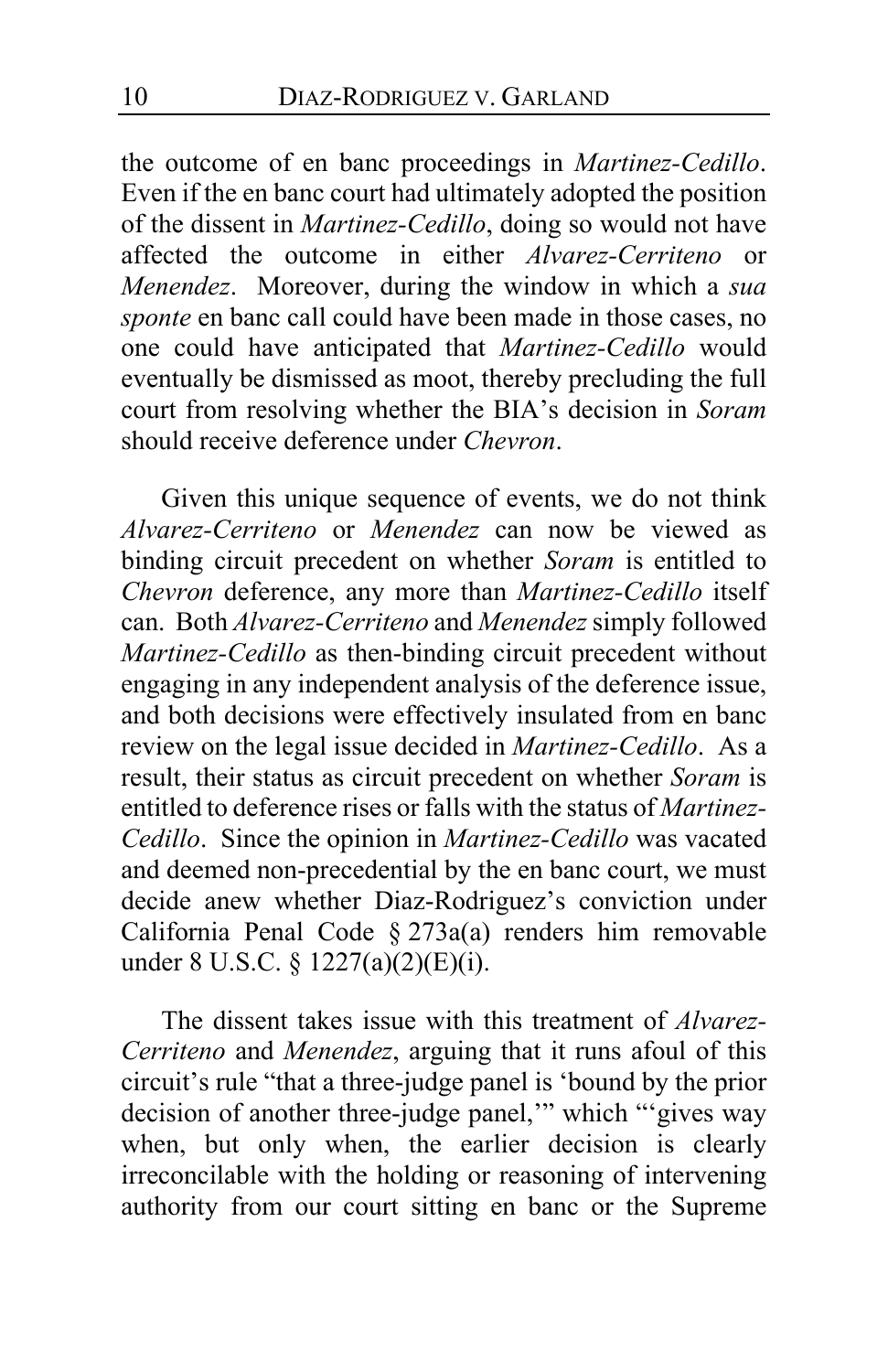the outcome of en banc proceedings in *Martinez-Cedillo*. Even if the en banc court had ultimately adopted the position of the dissent in *Martinez-Cedillo*, doing so would not have affected the outcome in either *Alvarez-Cerriteno* or *Menendez*. Moreover, during the window in which a *sua sponte* en banc call could have been made in those cases, no one could have anticipated that *Martinez-Cedillo* would eventually be dismissed as moot, thereby precluding the full court from resolving whether the BIA's decision in *Soram* should receive deference under *Chevron*.

Given this unique sequence of events, we do not think *Alvarez-Cerriteno* or *Menendez* can now be viewed as binding circuit precedent on whether *Soram* is entitled to *Chevron* deference, any more than *Martinez-Cedillo* itself can. Both *Alvarez-Cerriteno* and *Menendez* simply followed *Martinez-Cedillo* as then-binding circuit precedent without engaging in any independent analysis of the deference issue, and both decisions were effectively insulated from en banc review on the legal issue decided in *Martinez-Cedillo*. As a result, their status as circuit precedent on whether *Soram* is entitled to deference rises or falls with the status of *Martinez-Cedillo*. Since the opinion in *Martinez-Cedillo* was vacated and deemed non-precedential by the en banc court, we must decide anew whether Diaz-Rodriguez's conviction under California Penal Code § 273a(a) renders him removable under 8 U.S.C. § 1227(a)(2)(E)(i).

The dissent takes issue with this treatment of *Alvarez-Cerriteno* and *Menendez*, arguing that it runs afoul of this circuit's rule "that a three-judge panel is 'bound by the prior decision of another three-judge panel,'" which "'gives way when, but only when, the earlier decision is clearly irreconcilable with the holding or reasoning of intervening authority from our court sitting en banc or the Supreme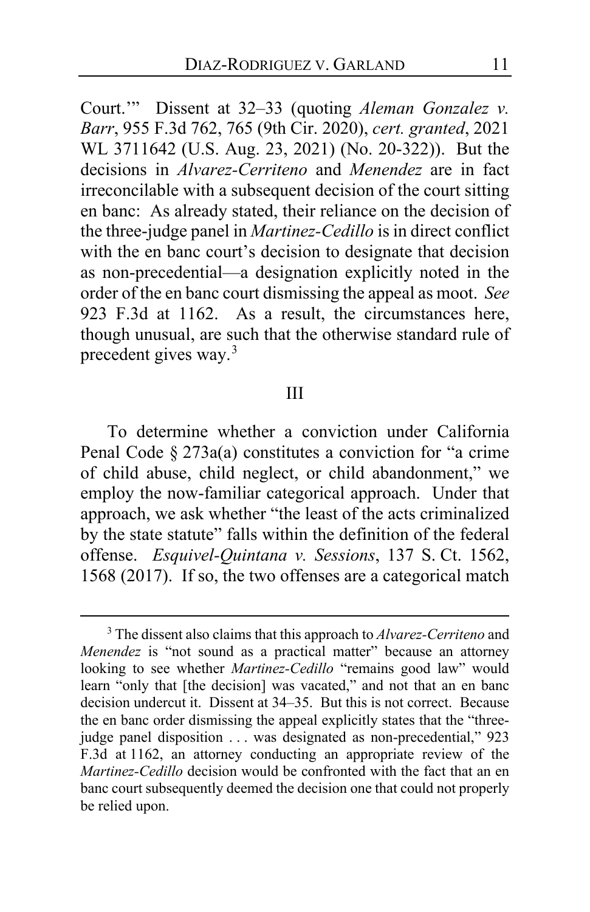Court.'" Dissent at 32–33 (quoting *Aleman Gonzalez v. Barr*, 955 F.3d 762, 765 (9th Cir. 2020), *cert. granted*, 2021 WL 3711642 (U.S. Aug. 23, 2021) (No. 20-322)). But the decisions in *Alvarez-Cerriteno* and *Menendez* are in fact irreconcilable with a subsequent decision of the court sitting en banc: As already stated, their reliance on the decision of the three-judge panel in *Martinez-Cedillo* is in direct conflict with the en banc court's decision to designate that decision as non-precedential—a designation explicitly noted in the order of the en banc court dismissing the appeal as moot. *See* 923 F.3d at 1162. As a result, the circumstances here, though unusual, are such that the otherwise standard rule of precedent gives way.[3]

## III

To determine whether a conviction under California Penal Code § 273a(a) constitutes a conviction for "a crime of child abuse, child neglect, or child abandonment," we employ the now-familiar categorical approach. Under that approach, we ask whether "the least of the acts criminalized by the state statute" falls within the definition of the federal offense. *Esquivel-Quintana v. Sessions*, 137 S. Ct. 1562, 1568 (2017). If so, the two offenses are a categorical match

---

[3] The dissent also claims that this approach to *Alvarez-Cerriteno* and *Menendez* is "not sound as a practical matter" because an attorney looking to see whether *Martinez-Cedillo* "remains good law" would learn "only that [the decision] was vacated," and not that an en banc decision undercut it. Dissent at 34–35. But this is not correct. Because the en banc order dismissing the appeal explicitly states that the "three-judge panel disposition . . . was designated as non-precedential," 923 F.3d at 1162, an attorney conducting an appropriate review of the *Martinez-Cedillo* decision would be confronted with the fact that an en banc court subsequently deemed the decision one that could not properly be relied upon.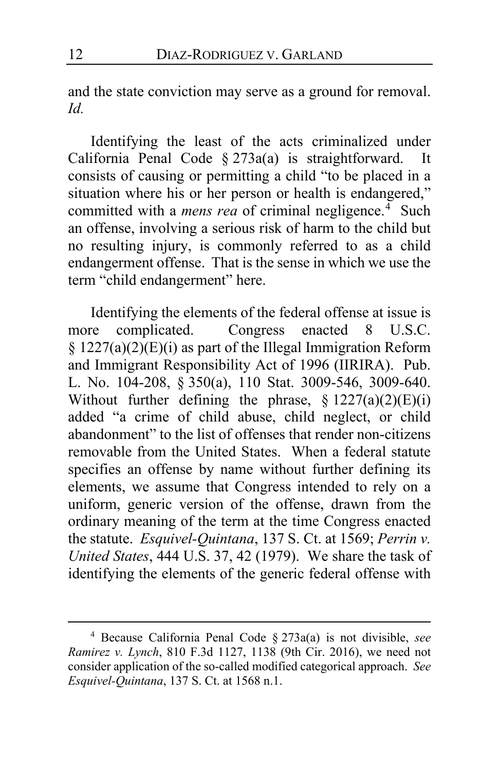and the state conviction may serve as a ground for removal. *Id.*

Identifying the least of the acts criminalized under California Penal Code § 273a(a) is straightforward. It consists of causing or permitting a child "to be placed in a situation where his or her person or health is endangered," committed with a *mens rea* of criminal negligence.[4] Such an offense, involving a serious risk of harm to the child but no resulting injury, is commonly referred to as a child endangerment offense. That is the sense in which we use the term "child endangerment" here.

Identifying the elements of the federal offense at issue is more complicated. Congress enacted 8 U.S.C. § 1227(a)(2)(E)(i) as part of the Illegal Immigration Reform and Immigrant Responsibility Act of 1996 (IIRIRA). Pub. L. No. 104-208, § 350(a), 110 Stat. 3009-546, 3009-640. Without further defining the phrase, § 1227(a)(2)(E)(i) added "a crime of child abuse, child neglect, or child abandonment" to the list of offenses that render non-citizens removable from the United States. When a federal statute specifies an offense by name without further defining its elements, we assume that Congress intended to rely on a uniform, generic version of the offense, drawn from the ordinary meaning of the term at the time Congress enacted the statute. *Esquivel-Quintana*, 137 S. Ct. at 1569; *Perrin v. United States*, 444 U.S. 37, 42 (1979). We share the task of identifying the elements of the generic federal offense with

---

[4] Because California Penal Code § 273a(a) is not divisible, *see Ramirez v. Lynch*, 810 F.3d 1127, 1138 (9th Cir. 2016), we need not consider application of the so-called modified categorical approach. *See Esquivel-Quintana*, 137 S. Ct. at 1568 n.1.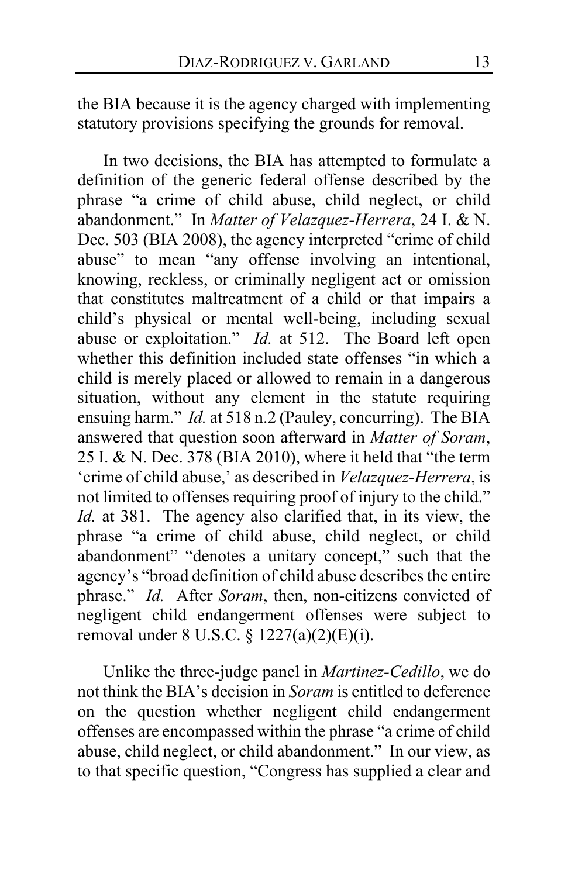the BIA because it is the agency charged with implementing statutory provisions specifying the grounds for removal.

In two decisions, the BIA has attempted to formulate a definition of the generic federal offense described by the phrase "a crime of child abuse, child neglect, or child abandonment." In *Matter of Velazquez-Herrera*, 24 I. & N. Dec. 503 (BIA 2008), the agency interpreted "crime of child abuse" to mean "any offense involving an intentional, knowing, reckless, or criminally negligent act or omission that constitutes maltreatment of a child or that impairs a child's physical or mental well-being, including sexual abuse or exploitation." *Id.* at 512. The Board left open whether this definition included state offenses "in which a child is merely placed or allowed to remain in a dangerous situation, without any element in the statute requiring ensuing harm." *Id.* at 518 n.2 (Pauley, concurring). The BIA answered that question soon afterward in *Matter of Soram*, 25 I. & N. Dec. 378 (BIA 2010), where it held that "the term 'crime of child abuse,' as described in *Velazquez-Herrera*, is not limited to offenses requiring proof of injury to the child." *Id.* at 381. The agency also clarified that, in its view, the phrase "a crime of child abuse, child neglect, or child abandonment" "denotes a unitary concept," such that the agency's "broad definition of child abuse describes the entire phrase." *Id.* After *Soram*, then, non-citizens convicted of negligent child endangerment offenses were subject to removal under 8 U.S.C. § 1227(a)(2)(E)(i).

Unlike the three-judge panel in *Martinez-Cedillo*, we do not think the BIA's decision in *Soram* is entitled to deference on the question whether negligent child endangerment offenses are encompassed within the phrase "a crime of child abuse, child neglect, or child abandonment." In our view, as to that specific question, "Congress has supplied a clear and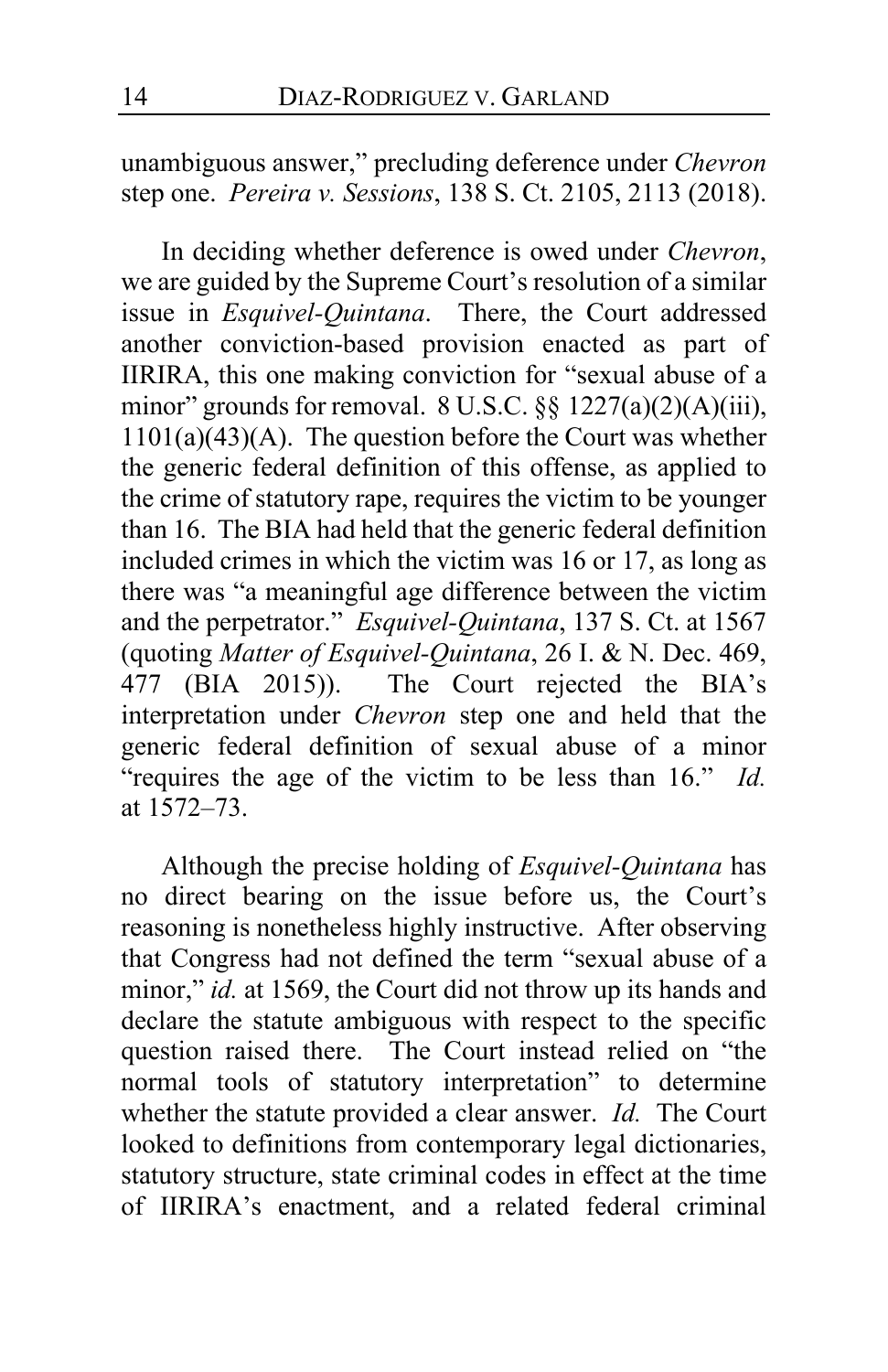unambiguous answer," precluding deference under *Chevron* step one. *Pereira v. Sessions*, 138 S. Ct. 2105, 2113 (2018).

In deciding whether deference is owed under *Chevron*, we are guided by the Supreme Court's resolution of a similar issue in *Esquivel-Quintana*. There, the Court addressed another conviction-based provision enacted as part of IIRIRA, this one making conviction for "sexual abuse of a minor" grounds for removal. 8 U.S.C. §§ 1227(a)(2)(A)(iii), 1101(a)(43)(A). The question before the Court was whether the generic federal definition of this offense, as applied to the crime of statutory rape, requires the victim to be younger than 16. The BIA had held that the generic federal definition included crimes in which the victim was 16 or 17, as long as there was "a meaningful age difference between the victim and the perpetrator." *Esquivel-Quintana*, 137 S. Ct. at 1567 (quoting *Matter of Esquivel-Quintana*, 26 I. & N. Dec. 469, 477 (BIA 2015)). The Court rejected the BIA's interpretation under *Chevron* step one and held that the generic federal definition of sexual abuse of a minor "requires the age of the victim to be less than 16." *Id.* at 1572–73.

Although the precise holding of *Esquivel-Quintana* has no direct bearing on the issue before us, the Court's reasoning is nonetheless highly instructive. After observing that Congress had not defined the term "sexual abuse of a minor," *id.* at 1569, the Court did not throw up its hands and declare the statute ambiguous with respect to the specific question raised there. The Court instead relied on "the normal tools of statutory interpretation" to determine whether the statute provided a clear answer. *Id.* The Court looked to definitions from contemporary legal dictionaries, statutory structure, state criminal codes in effect at the time of IIRIRA's enactment, and a related federal criminal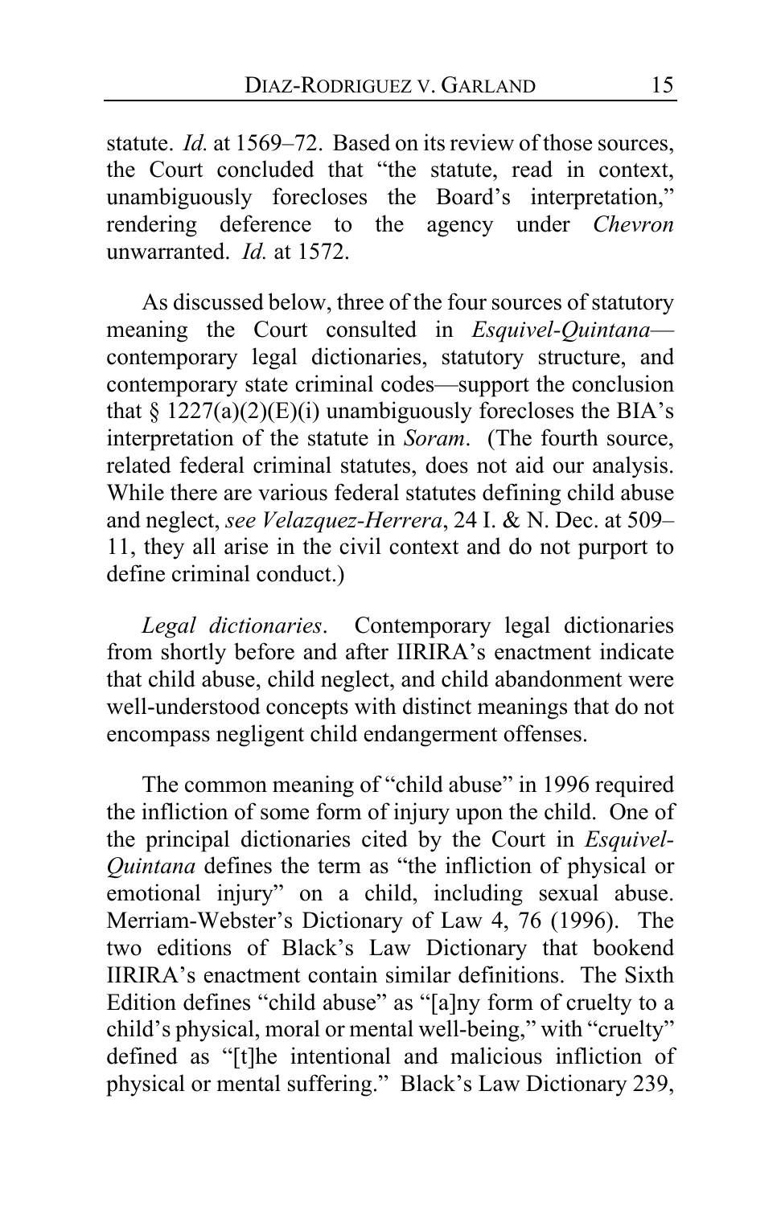statute. *Id.* at 1569–72. Based on its review of those sources, the Court concluded that "the statute, read in context, unambiguously forecloses the Board's interpretation," rendering deference to the agency under *Chevron* unwarranted. *Id.* at 1572.

As discussed below, three of the four sources of statutory meaning the Court consulted in *Esquivel-Quintana*—contemporary legal dictionaries, statutory structure, and contemporary state criminal codes—support the conclusion that § 1227(a)(2)(E)(i) unambiguously forecloses the BIA's interpretation of the statute in *Soram*. (The fourth source, related federal criminal statutes, does not aid our analysis. While there are various federal statutes defining child abuse and neglect, *see Velazquez-Herrera*, 24 I. & N. Dec. at 509–11, they all arise in the civil context and do not purport to define criminal conduct.)

*Legal dictionaries*. Contemporary legal dictionaries from shortly before and after IIRIRA's enactment indicate that child abuse, child neglect, and child abandonment were well-understood concepts with distinct meanings that do not encompass negligent child endangerment offenses.

The common meaning of "child abuse" in 1996 required the infliction of some form of injury upon the child. One of the principal dictionaries cited by the Court in *Esquivel-Quintana* defines the term as "the infliction of physical or emotional injury" on a child, including sexual abuse. Merriam-Webster's Dictionary of Law 4, 76 (1996). The two editions of Black's Law Dictionary that bookend IIRIRA's enactment contain similar definitions. The Sixth Edition defines "child abuse" as "[a]ny form of cruelty to a child's physical, moral or mental well-being," with "cruelty" defined as "[t]he intentional and malicious infliction of physical or mental suffering." Black's Law Dictionary 239,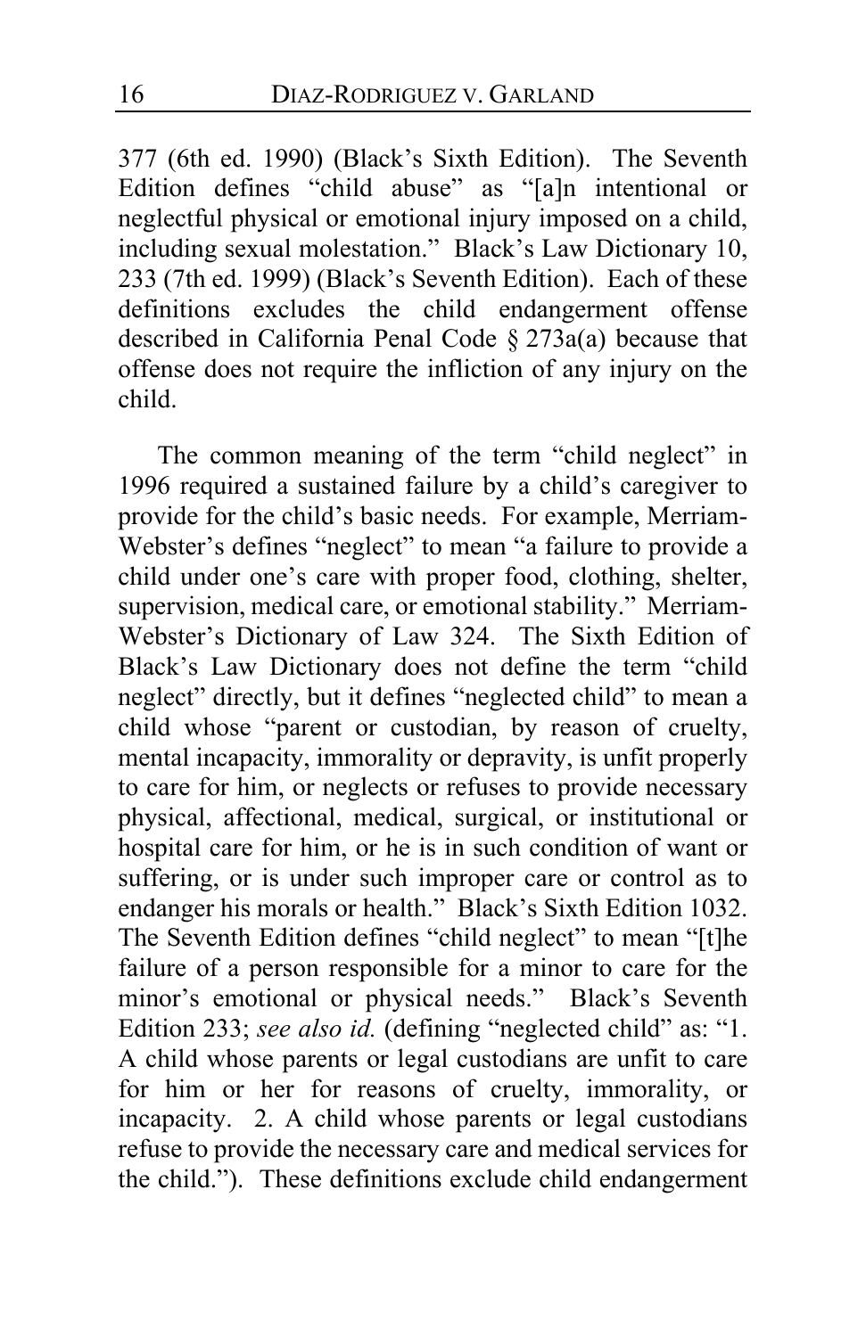377 (6th ed. 1990) (Black's Sixth Edition). The Seventh Edition defines "child abuse" as "[a]n intentional or neglectful physical or emotional injury imposed on a child, including sexual molestation." Black's Law Dictionary 10, 233 (7th ed. 1999) (Black's Seventh Edition). Each of these definitions excludes the child endangerment offense described in California Penal Code § 273a(a) because that offense does not require the infliction of any injury on the child.

The common meaning of the term "child neglect" in 1996 required a sustained failure by a child's caregiver to provide for the child's basic needs. For example, Merriam-Webster's defines "neglect" to mean "a failure to provide a child under one's care with proper food, clothing, shelter, supervision, medical care, or emotional stability." Merriam-Webster's Dictionary of Law 324. The Sixth Edition of Black's Law Dictionary does not define the term "child neglect" directly, but it defines "neglected child" to mean a child whose "parent or custodian, by reason of cruelty, mental incapacity, immorality or depravity, is unfit properly to care for him, or neglects or refuses to provide necessary physical, affectional, medical, surgical, or institutional or hospital care for him, or he is in such condition of want or suffering, or is under such improper care or control as to endanger his morals or health." Black's Sixth Edition 1032. The Seventh Edition defines "child neglect" to mean "[t]he failure of a person responsible for a minor to care for the minor's emotional or physical needs." Black's Seventh Edition 233; *see also id.* (defining "neglected child" as: "1. A child whose parents or legal custodians are unfit to care for him or her for reasons of cruelty, immorality, or incapacity. 2. A child whose parents or legal custodians refuse to provide the necessary care and medical services for the child."). These definitions exclude child endangerment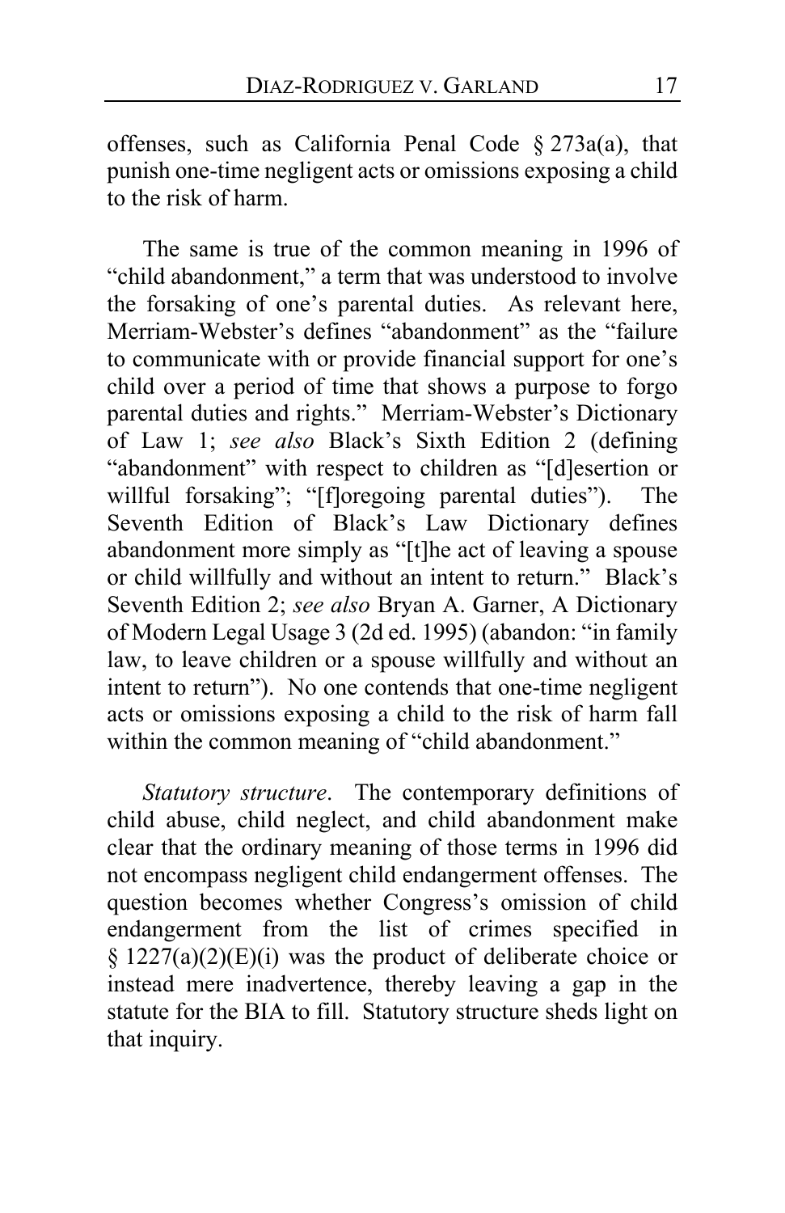offenses, such as California Penal Code § 273a(a), that punish one-time negligent acts or omissions exposing a child to the risk of harm.

The same is true of the common meaning in 1996 of "child abandonment," a term that was understood to involve the forsaking of one's parental duties. As relevant here, Merriam-Webster's defines "abandonment" as the "failure to communicate with or provide financial support for one's child over a period of time that shows a purpose to forgo parental duties and rights." Merriam-Webster's Dictionary of Law 1; *see also* Black's Sixth Edition 2 (defining "abandonment" with respect to children as "[d]esertion or willful forsaking"; "[f]oregoing parental duties"). The Seventh Edition of Black's Law Dictionary defines abandonment more simply as "[t]he act of leaving a spouse or child willfully and without an intent to return." Black's Seventh Edition 2; *see also* Bryan A. Garner, A Dictionary of Modern Legal Usage 3 (2d ed. 1995) (abandon: "in family law, to leave children or a spouse willfully and without an intent to return"). No one contends that one-time negligent acts or omissions exposing a child to the risk of harm fall within the common meaning of "child abandonment."

*Statutory structure*. The contemporary definitions of child abuse, child neglect, and child abandonment make clear that the ordinary meaning of those terms in 1996 did not encompass negligent child endangerment offenses. The question becomes whether Congress's omission of child endangerment from the list of crimes specified in § 1227(a)(2)(E)(i) was the product of deliberate choice or instead mere inadvertence, thereby leaving a gap in the statute for the BIA to fill. Statutory structure sheds light on that inquiry.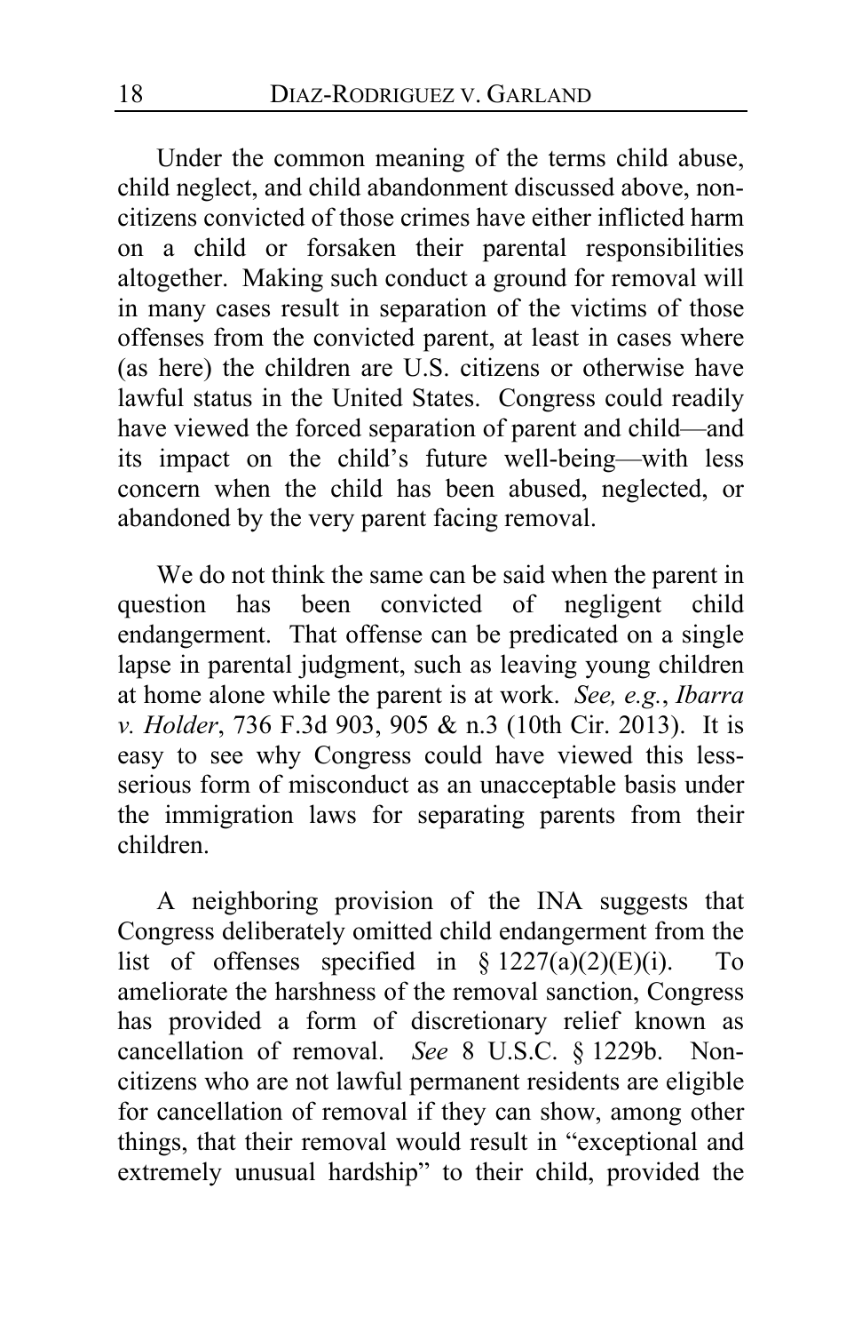Under the common meaning of the terms child abuse, child neglect, and child abandonment discussed above, non-citizens convicted of those crimes have either inflicted harm on a child or forsaken their parental responsibilities altogether. Making such conduct a ground for removal will in many cases result in separation of the victims of those offenses from the convicted parent, at least in cases where (as here) the children are U.S. citizens or otherwise have lawful status in the United States. Congress could readily have viewed the forced separation of parent and child—and its impact on the child's future well-being—with less concern when the child has been abused, neglected, or abandoned by the very parent facing removal.

We do not think the same can be said when the parent in question has been convicted of negligent child endangerment. That offense can be predicated on a single lapse in parental judgment, such as leaving young children at home alone while the parent is at work. *See, e.g.*, *Ibarra v. Holder*, 736 F.3d 903, 905 & n.3 (10th Cir. 2013). It is easy to see why Congress could have viewed this less-serious form of misconduct as an unacceptable basis under the immigration laws for separating parents from their children.

A neighboring provision of the INA suggests that Congress deliberately omitted child endangerment from the list of offenses specified in § 1227(a)(2)(E)(i). To ameliorate the harshness of the removal sanction, Congress has provided a form of discretionary relief known as cancellation of removal. *See* 8 U.S.C. § 1229b. Non-citizens who are not lawful permanent residents are eligible for cancellation of removal if they can show, among other things, that their removal would result in "exceptional and extremely unusual hardship" to their child, provided the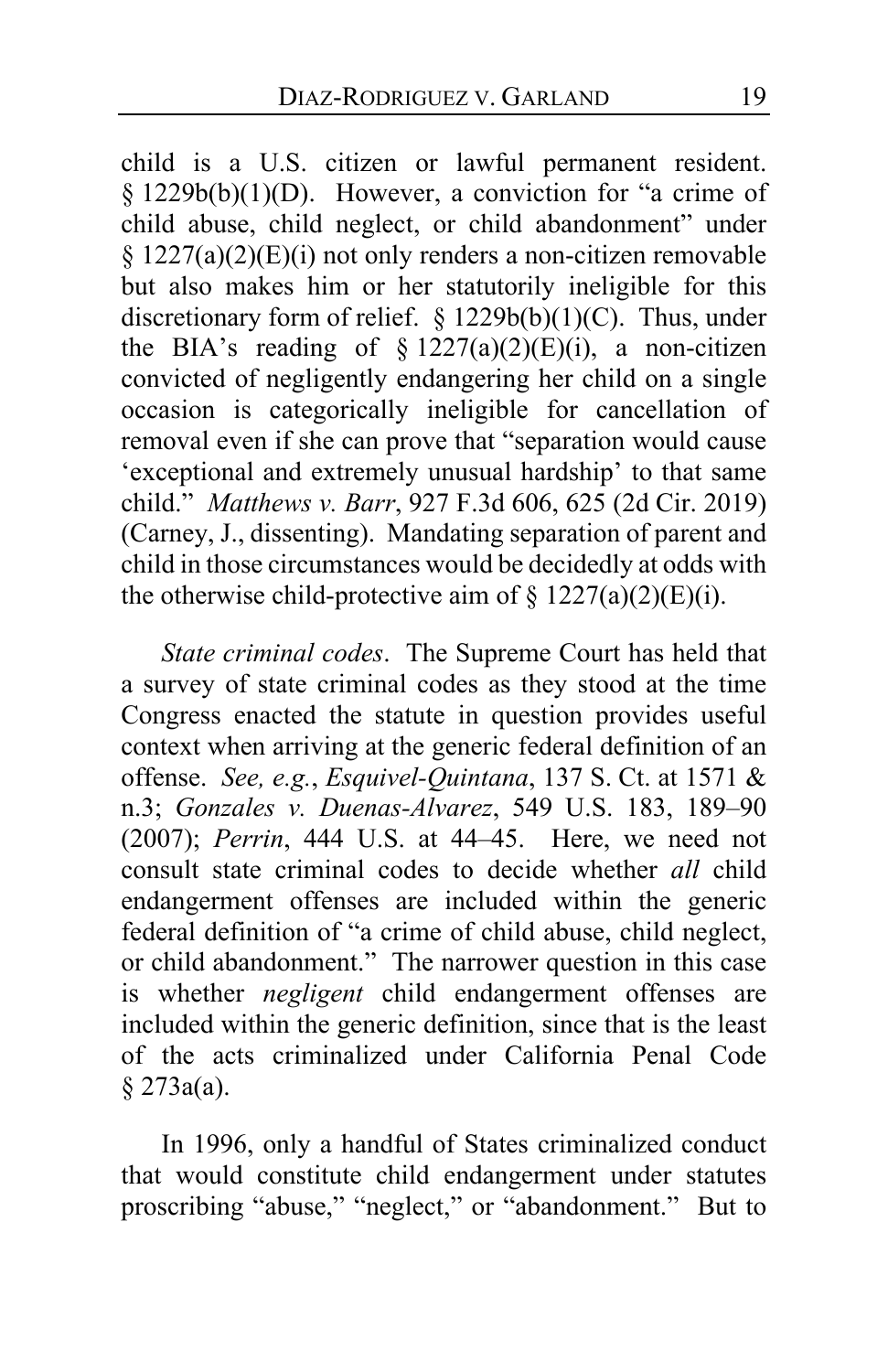child is a U.S. citizen or lawful permanent resident. § 1229b(b)(1)(D). However, a conviction for "a crime of child abuse, child neglect, or child abandonment" under § 1227(a)(2)(E)(i) not only renders a non-citizen removable but also makes him or her statutorily ineligible for this discretionary form of relief. § 1229b(b)(1)(C). Thus, under the BIA's reading of § 1227(a)(2)(E)(i), a non-citizen convicted of negligently endangering her child on a single occasion is categorically ineligible for cancellation of removal even if she can prove that "separation would cause 'exceptional and extremely unusual hardship' to that same child." *Matthews v. Barr*, 927 F.3d 606, 625 (2d Cir. 2019) (Carney, J., dissenting). Mandating separation of parent and child in those circumstances would be decidedly at odds with the otherwise child-protective aim of § 1227(a)(2)(E)(i).

*State criminal codes*. The Supreme Court has held that a survey of state criminal codes as they stood at the time Congress enacted the statute in question provides useful context when arriving at the generic federal definition of an offense. *See, e.g.*, *Esquivel-Quintana*, 137 S. Ct. at 1571 & n.3; *Gonzales v. Duenas-Alvarez*, 549 U.S. 183, 189–90 (2007); *Perrin*, 444 U.S. at 44–45. Here, we need not consult state criminal codes to decide whether *all* child endangerment offenses are included within the generic federal definition of "a crime of child abuse, child neglect, or child abandonment." The narrower question in this case is whether *negligent* child endangerment offenses are included within the generic definition, since that is the least of the acts criminalized under California Penal Code § 273a(a).

In 1996, only a handful of States criminalized conduct that would constitute child endangerment under statutes proscribing "abuse," "neglect," or "abandonment." But to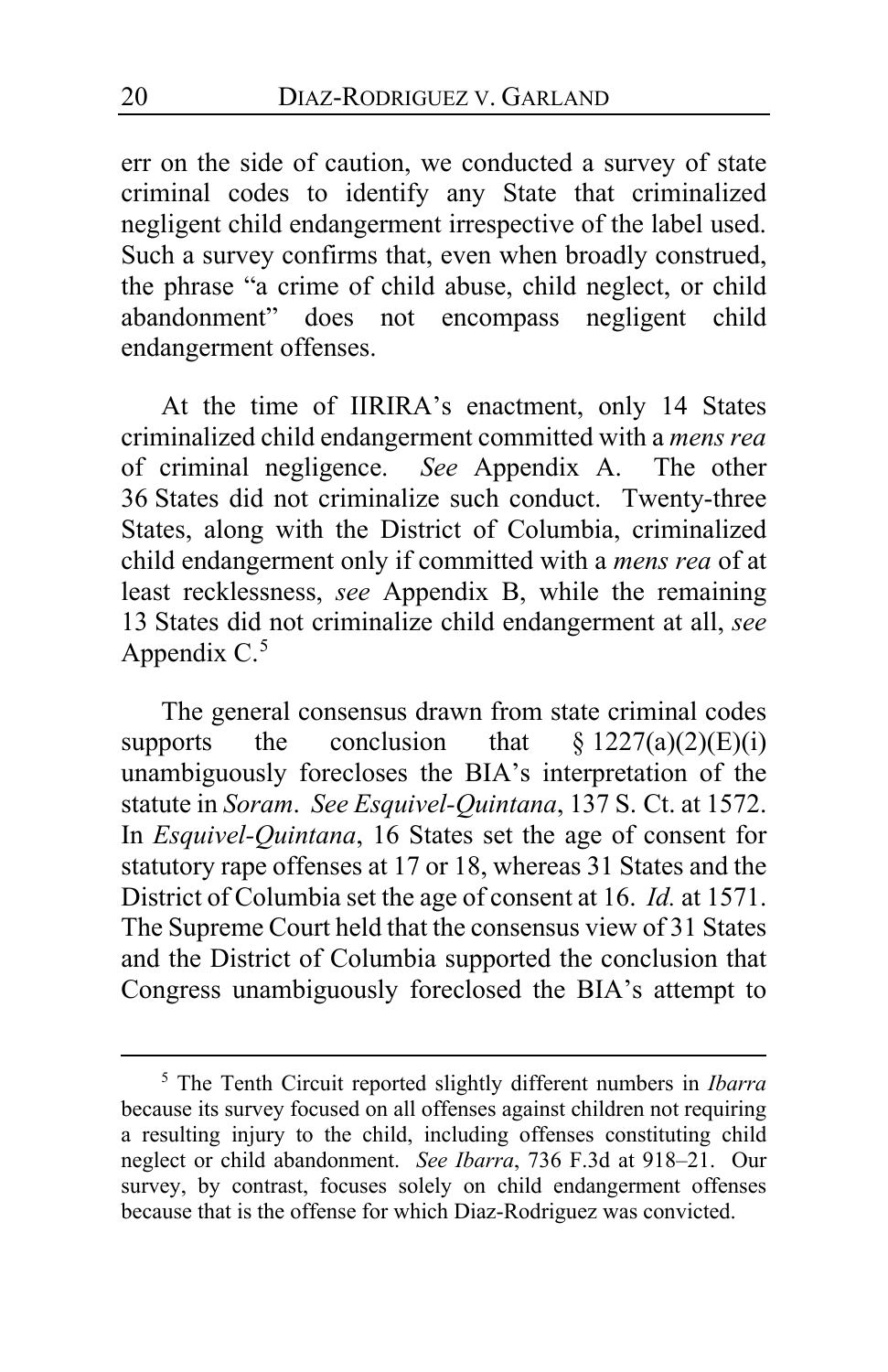err on the side of caution, we conducted a survey of state criminal codes to identify any State that criminalized negligent child endangerment irrespective of the label used. Such a survey confirms that, even when broadly construed, the phrase "a crime of child abuse, child neglect, or child abandonment" does not encompass negligent child endangerment offenses.

At the time of IIRIRA's enactment, only 14 States criminalized child endangerment committed with a *mens rea* of criminal negligence. *See* Appendix A. The other 36 States did not criminalize such conduct. Twenty-three States, along with the District of Columbia, criminalized child endangerment only if committed with a *mens rea* of at least recklessness, *see* Appendix B, while the remaining 13 States did not criminalize child endangerment at all, *see* Appendix C.[5]

The general consensus drawn from state criminal codes supports the conclusion that § 1227(a)(2)(E)(i) unambiguously forecloses the BIA's interpretation of the statute in *Soram*. *See Esquivel-Quintana*, 137 S. Ct. at 1572. In *Esquivel-Quintana*, 16 States set the age of consent for statutory rape offenses at 17 or 18, whereas 31 States and the District of Columbia set the age of consent at 16. *Id.* at 1571. The Supreme Court held that the consensus view of 31 States and the District of Columbia supported the conclusion that Congress unambiguously foreclosed the BIA's attempt to

[5] The Tenth Circuit reported slightly different numbers in *Ibarra* because its survey focused on all offenses against children not requiring a resulting injury to the child, including offenses constituting child neglect or child abandonment. *See Ibarra*, 736 F.3d at 918–21. Our survey, by contrast, focuses solely on child endangerment offenses because that is the offense for which Diaz-Rodriguez was convicted.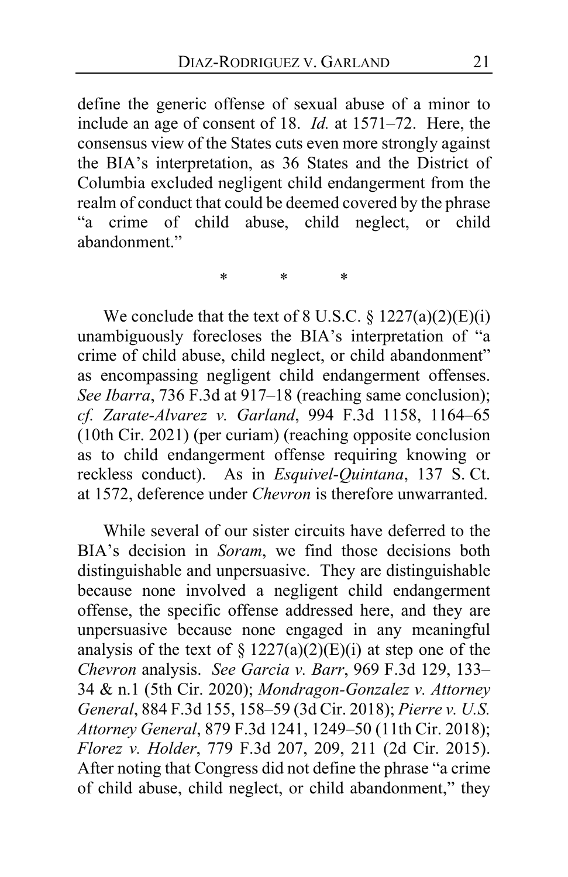define the generic offense of sexual abuse of a minor to include an age of consent of 18. *Id.* at 1571–72. Here, the consensus view of the States cuts even more strongly against the BIA's interpretation, as 36 States and the District of Columbia excluded negligent child endangerment from the realm of conduct that could be deemed covered by the phrase "a crime of child abuse, child neglect, or child abandonment."

\* \* \*

We conclude that the text of 8 U.S.C. § 1227(a)(2)(E)(i) unambiguously forecloses the BIA's interpretation of "a crime of child abuse, child neglect, or child abandonment" as encompassing negligent child endangerment offenses. *See Ibarra*, 736 F.3d at 917–18 (reaching same conclusion); *cf. Zarate-Alvarez v. Garland*, 994 F.3d 1158, 1164–65 (10th Cir. 2021) (per curiam) (reaching opposite conclusion as to child endangerment offense requiring knowing or reckless conduct). As in *Esquivel-Quintana*, 137 S. Ct. at 1572, deference under *Chevron* is therefore unwarranted.

While several of our sister circuits have deferred to the BIA's decision in *Soram*, we find those decisions both distinguishable and unpersuasive. They are distinguishable because none involved a negligent child endangerment offense, the specific offense addressed here, and they are unpersuasive because none engaged in any meaningful analysis of the text of § 1227(a)(2)(E)(i) at step one of the *Chevron* analysis. *See Garcia v. Barr*, 969 F.3d 129, 133–34 & n.1 (5th Cir. 2020); *Mondragon-Gonzalez v. Attorney General*, 884 F.3d 155, 158–59 (3d Cir. 2018); *Pierre v. U.S. Attorney General*, 879 F.3d 1241, 1249–50 (11th Cir. 2018); *Florez v. Holder*, 779 F.3d 207, 209, 211 (2d Cir. 2015). After noting that Congress did not define the phrase "a crime of child abuse, child neglect, or child abandonment," they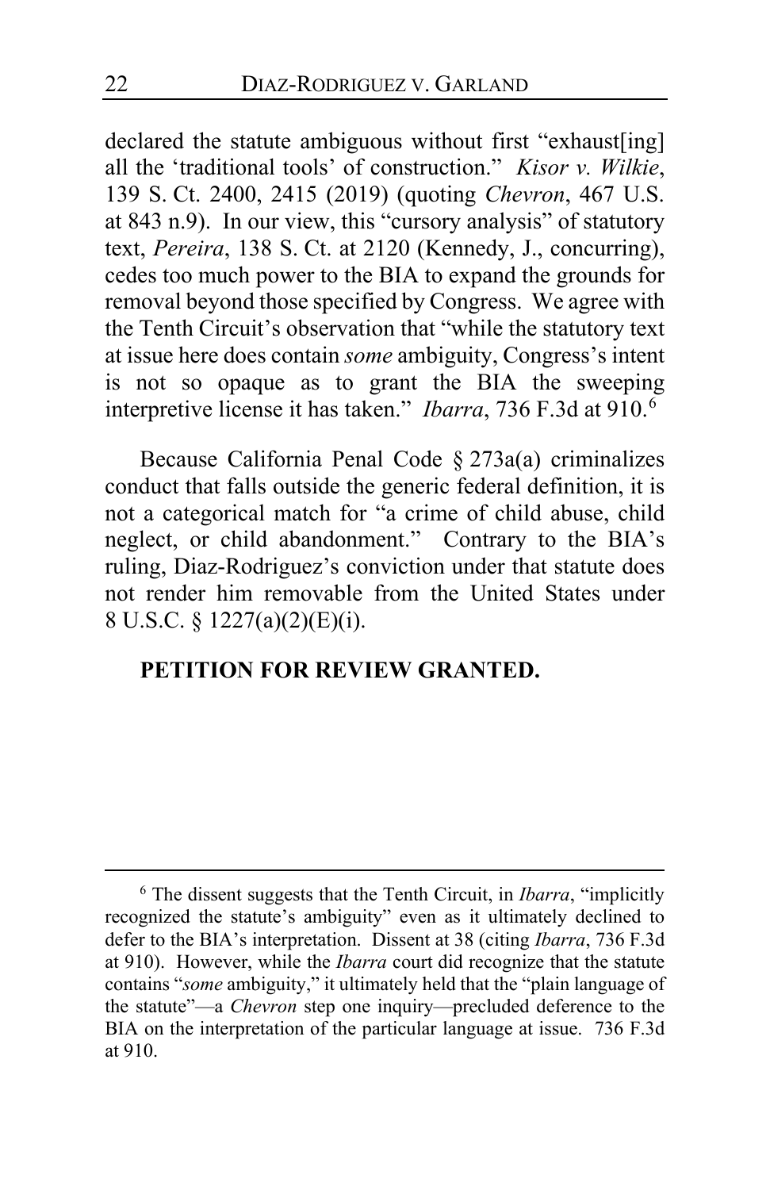declared the statute ambiguous without first "exhaust[ing] all the 'traditional tools' of construction." *Kisor v. Wilkie*, 139 S. Ct. 2400, 2415 (2019) (quoting *Chevron*, 467 U.S. at 843 n.9). In our view, this "cursory analysis" of statutory text, *Pereira*, 138 S. Ct. at 2120 (Kennedy, J., concurring), cedes too much power to the BIA to expand the grounds for removal beyond those specified by Congress. We agree with the Tenth Circuit's observation that "while the statutory text at issue here does contain *some* ambiguity, Congress's intent is not so opaque as to grant the BIA the sweeping interpretive license it has taken." *Ibarra*, 736 F.3d at 910.[6]

Because California Penal Code § 273a(a) criminalizes conduct that falls outside the generic federal definition, it is not a categorical match for "a crime of child abuse, child neglect, or child abandonment." Contrary to the BIA's ruling, Diaz-Rodriguez's conviction under that statute does not render him removable from the United States under 8 U.S.C. § 1227(a)(2)(E)(i).

**PETITION FOR REVIEW GRANTED.**

[6] The dissent suggests that the Tenth Circuit, in *Ibarra*, "implicitly recognized the statute's ambiguity" even as it ultimately declined to defer to the BIA's interpretation. Dissent at 38 (citing *Ibarra*, 736 F.3d at 910). However, while the *Ibarra* court did recognize that the statute contains "*some* ambiguity," it ultimately held that the "plain language of the statute"—a *Chevron* step one inquiry—precluded deference to the BIA on the interpretation of the particular language at issue. 736 F.3d at 910.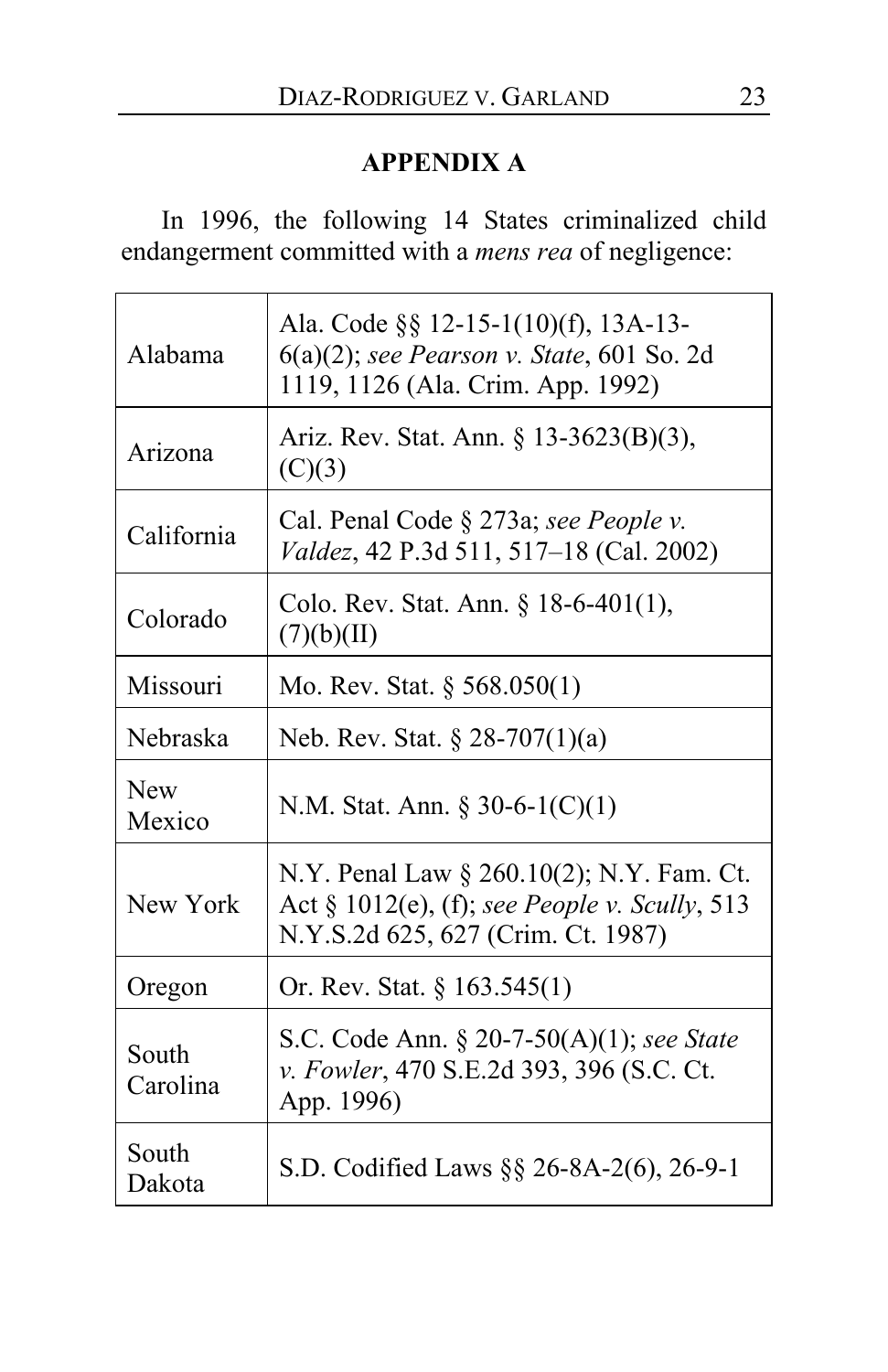## APPENDIX A

In 1996, the following 14 States criminalized child endangerment committed with a *mens rea* of negligence:

| | |
|---|---|
| Alabama | Ala. Code §§ 12-15-1(10)(f), 13A-13-6(a)(2); *see Pearson v. State*, 601 So. 2d 1119, 1126 (Ala. Crim. App. 1992) |
| Arizona | Ariz. Rev. Stat. Ann. § 13-3623(B)(3), (C)(3) |
| California | Cal. Penal Code § 273a; *see People v. Valdez*, 42 P.3d 511, 517–18 (Cal. 2002) |
| Colorado | Colo. Rev. Stat. Ann. § 18-6-401(1), (7)(b)(II) |
| Missouri | Mo. Rev. Stat. § 568.050(1) |
| Nebraska | Neb. Rev. Stat. § 28-707(1)(a) |
| New Mexico | N.M. Stat. Ann. § 30-6-1(C)(1) |
| New York | N.Y. Penal Law § 260.10(2); N.Y. Fam. Ct. Act § 1012(e), (f); *see People v. Scully*, 513 N.Y.S.2d 625, 627 (Crim. Ct. 1987) |
| Oregon | Or. Rev. Stat. § 163.545(1) |
| South Carolina | S.C. Code Ann. § 20-7-50(A)(1); *see State v. Fowler*, 470 S.E.2d 393, 396 (S.C. Ct. App. 1996) |
| South Dakota | S.D. Codified Laws §§ 26-8A-2(6), 26-9-1 |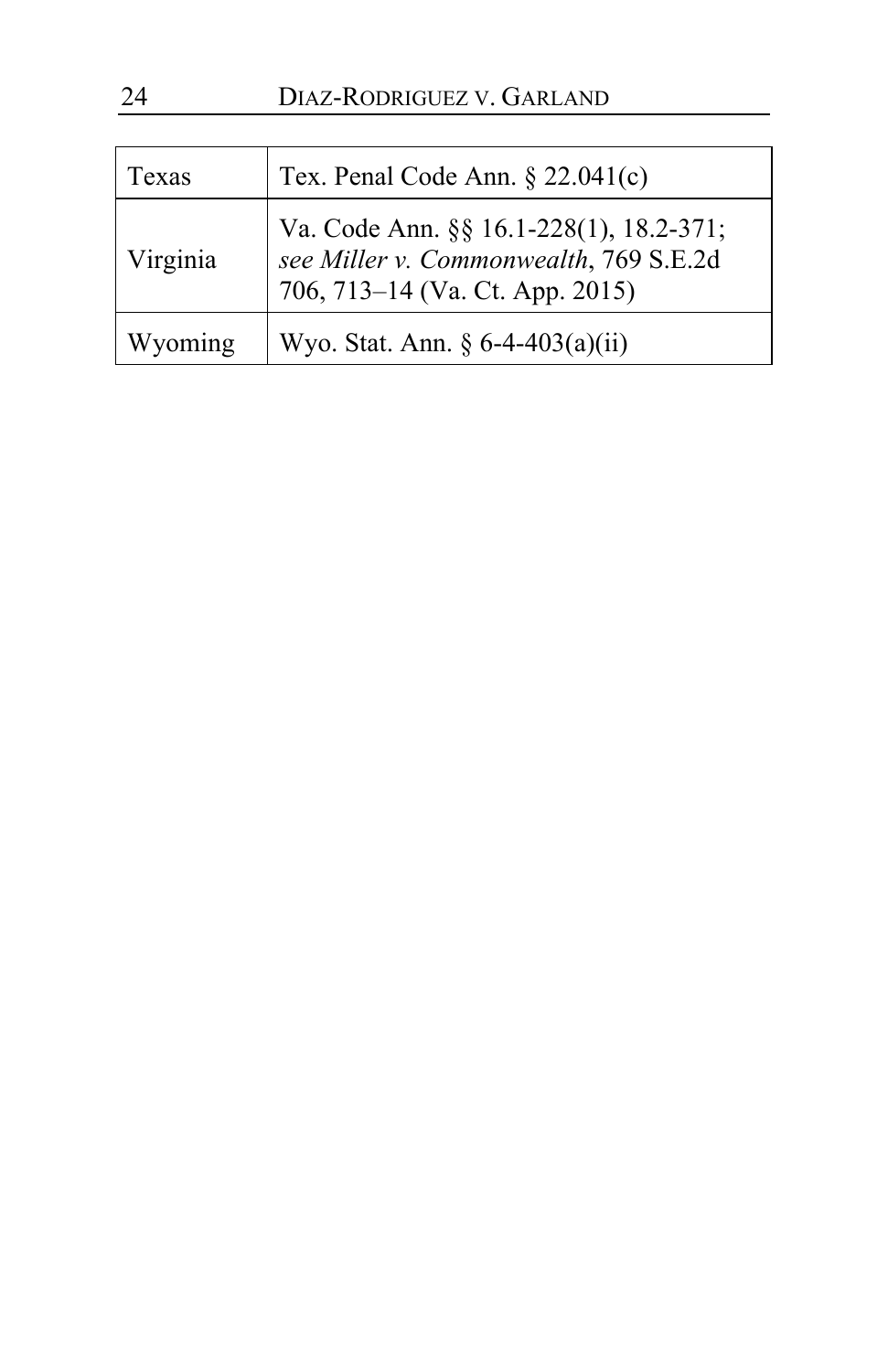| | |
|---|---|
| Texas | Tex. Penal Code Ann. § 22.041(c) |
| Virginia | Va. Code Ann. §§ 16.1-228(1), 18.2-371; *see Miller v. Commonwealth*, 769 S.E.2d 706, 713–14 (Va. Ct. App. 2015) |
| Wyoming | Wyo. Stat. Ann. § 6-4-403(a)(ii) |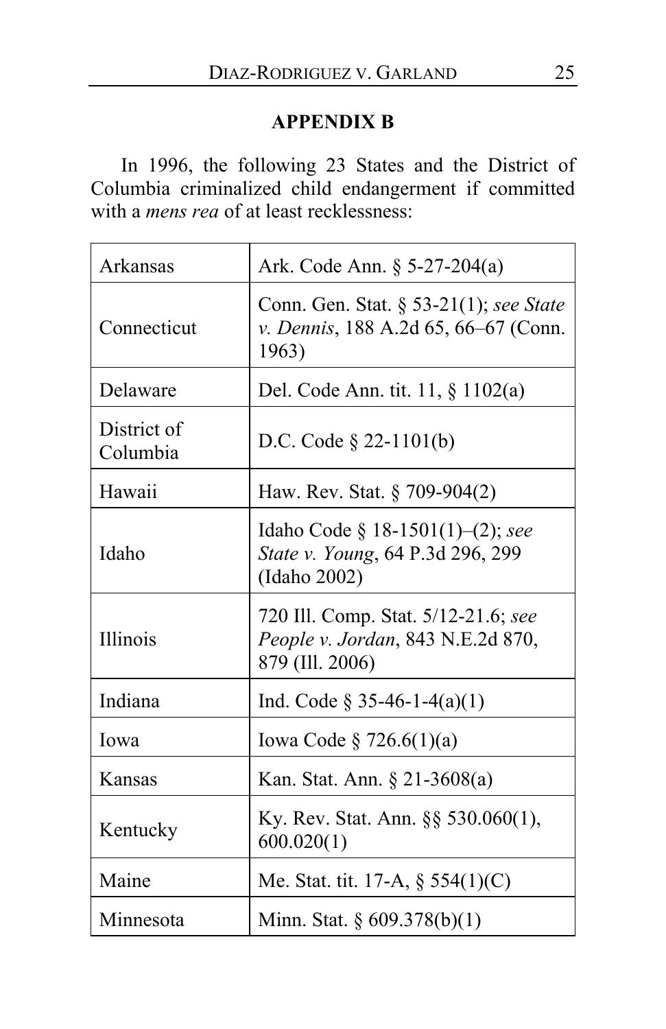## APPENDIX B

In 1996, the following 23 States and the District of Columbia criminalized child endangerment if committed with a *mens rea* of at least recklessness:

| | |
|---|---|
| Arkansas | Ark. Code Ann. § 5-27-204(a) |
| Connecticut | Conn. Gen. Stat. § 53-21(1); *see State v. Dennis*, 188 A.2d 65, 66–67 (Conn. 1963) |
| Delaware | Del. Code Ann. tit. 11, § 1102(a) |
| District of Columbia | D.C. Code § 22-1101(b) |
| Hawaii | Haw. Rev. Stat. § 709-904(2) |
| Idaho | Idaho Code § 18-1501(1)–(2); *see State v. Young*, 64 P.3d 296, 299 (Idaho 2002) |
| Illinois | 720 Ill. Comp. Stat. 5/12-21.6; *see People v. Jordan*, 843 N.E.2d 870, 879 (Ill. 2006) |
| Indiana | Ind. Code § 35-46-1-4(a)(1) |
| Iowa | Iowa Code § 726.6(1)(a) |
| Kansas | Kan. Stat. Ann. § 21-3608(a) |
| Kentucky | Ky. Rev. Stat. Ann. §§ 530.060(1), 600.020(1) |
| Maine | Me. Stat. tit. 17-A, § 554(1)(C) |
| Minnesota | Minn. Stat. § 609.378(b)(1) |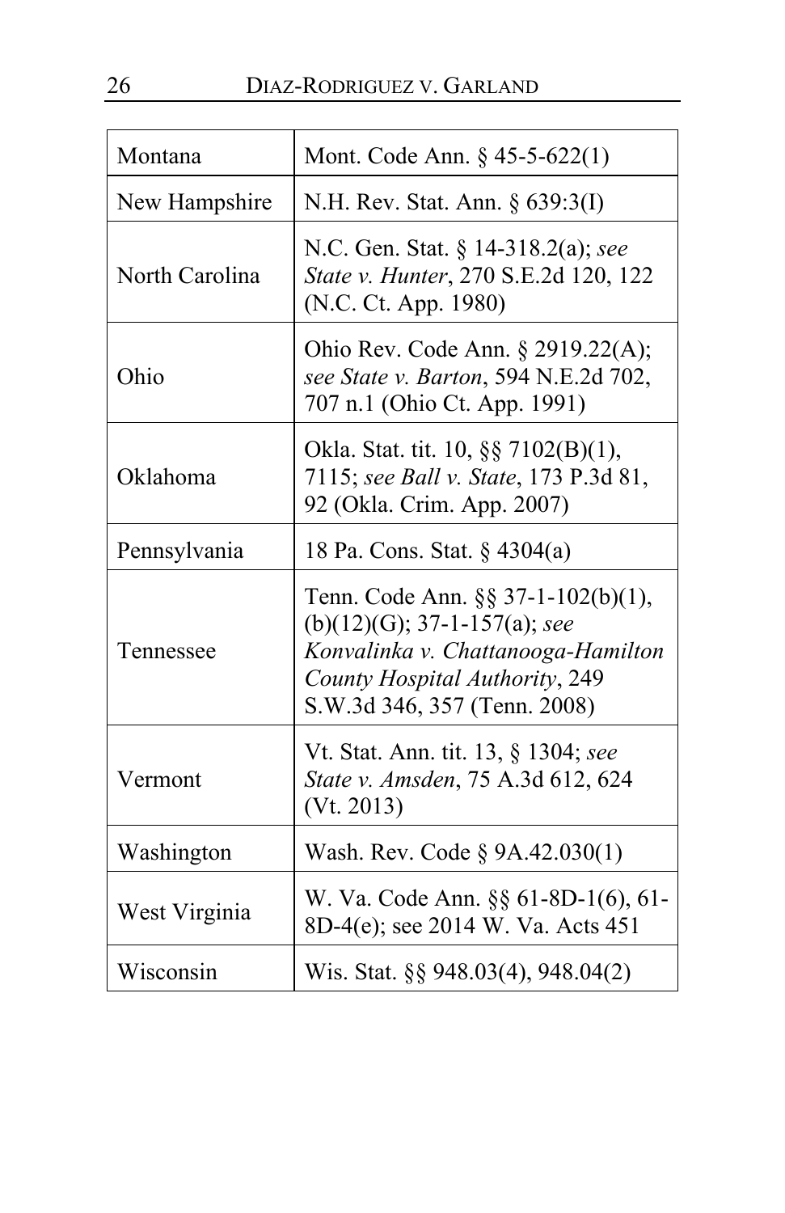| Montana | Mont. Code Ann. § 45-5-622(1) |
|---|---|
| New Hampshire | N.H. Rev. Stat. Ann. § 639:3(I) |
| North Carolina | N.C. Gen. Stat. § 14-318.2(a); *see State v. Hunter*, 270 S.E.2d 120, 122 (N.C. Ct. App. 1980) |
| Ohio | Ohio Rev. Code Ann. § 2919.22(A); *see State v. Barton*, 594 N.E.2d 702, 707 n.1 (Ohio Ct. App. 1991) |
| Oklahoma | Okla. Stat. tit. 10, §§ 7102(B)(1), 7115; *see Ball v. State*, 173 P.3d 81, 92 (Okla. Crim. App. 2007) |
| Pennsylvania | 18 Pa. Cons. Stat. § 4304(a) |
| Tennessee | Tenn. Code Ann. §§ 37-1-102(b)(1), (b)(12)(G); 37-1-157(a); *see Konvalinka v. Chattanooga-Hamilton County Hospital Authority*, 249 S.W.3d 346, 357 (Tenn. 2008) |
| Vermont | Vt. Stat. Ann. tit. 13, § 1304; *see State v. Amsden*, 75 A.3d 612, 624 (Vt. 2013) |
| Washington | Wash. Rev. Code § 9A.42.030(1) |
| West Virginia | W. Va. Code Ann. §§ 61-8D-1(6), 61-8D-4(e); see 2014 W. Va. Acts 451 |
| Wisconsin | Wis. Stat. §§ 948.03(4), 948.04(2) |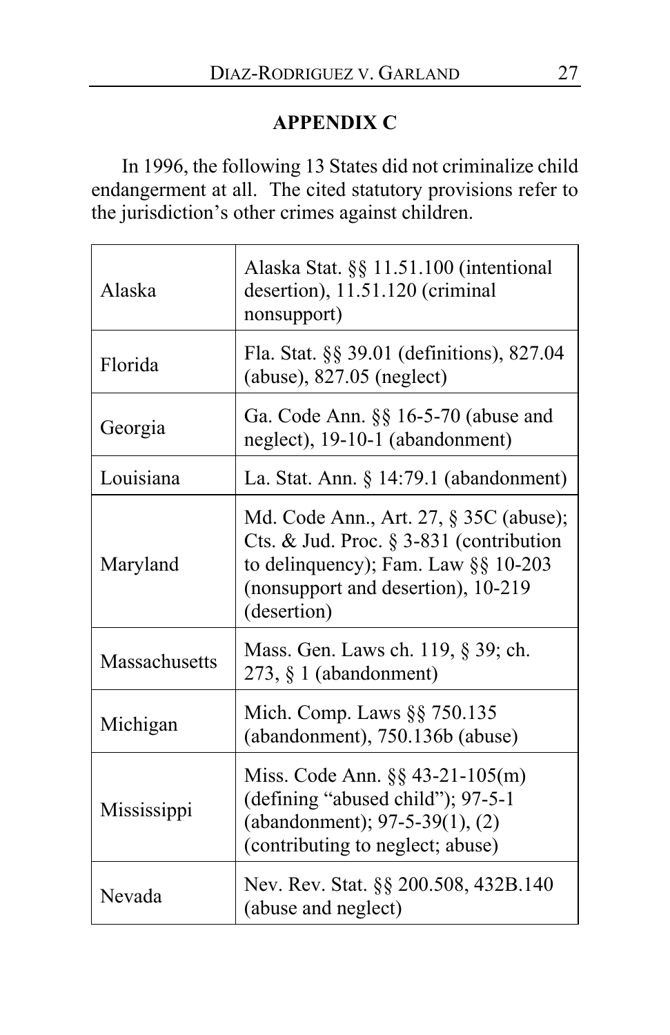## APPENDIX C

In 1996, the following 13 States did not criminalize child endangerment at all. The cited statutory provisions refer to the jurisdiction's other crimes against children.

| | |
|---|---|
| Alaska | Alaska Stat. §§ 11.51.100 (intentional desertion), 11.51.120 (criminal nonsupport) |
| Florida | Fla. Stat. §§ 39.01 (definitions), 827.04 (abuse), 827.05 (neglect) |
| Georgia | Ga. Code Ann. §§ 16-5-70 (abuse and neglect), 19-10-1 (abandonment) |
| Louisiana | La. Stat. Ann. § 14:79.1 (abandonment) |
| Maryland | Md. Code Ann., Art. 27, § 35C (abuse); Cts. & Jud. Proc. § 3-831 (contribution to delinquency); Fam. Law §§ 10-203 (nonsupport and desertion), 10-219 (desertion) |
| Massachusetts | Mass. Gen. Laws ch. 119, § 39; ch. 273, § 1 (abandonment) |
| Michigan | Mich. Comp. Laws §§ 750.135 (abandonment), 750.136b (abuse) |
| Mississippi | Miss. Code Ann. §§ 43-21-105(m) (defining "abused child"); 97-5-1 (abandonment); 97-5-39(1), (2) (contributing to neglect; abuse) |
| Nevada | Nev. Rev. Stat. §§ 200.508, 432B.140 (abuse and neglect) |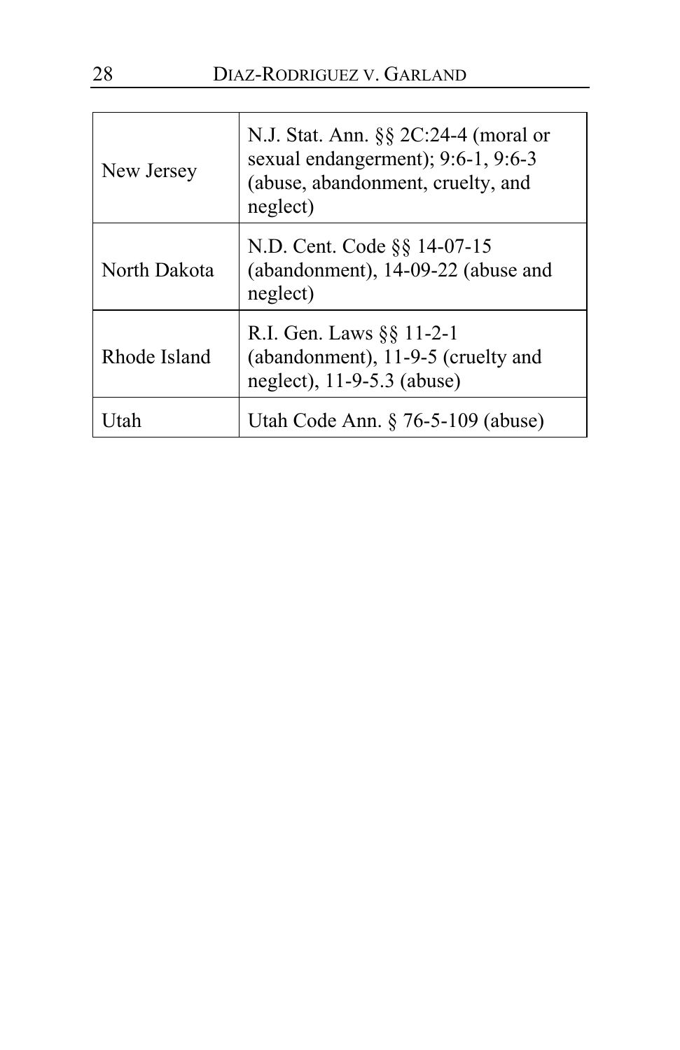| | |
|---|---|
| New Jersey | N.J. Stat. Ann. §§ 2C:24-4 (moral or sexual endangerment); 9:6-1, 9:6-3 (abuse, abandonment, cruelty, and neglect) |
| North Dakota | N.D. Cent. Code §§ 14-07-15 (abandonment), 14-09-22 (abuse and neglect) |
| Rhode Island | R.I. Gen. Laws §§ 11-2-1 (abandonment), 11-9-5 (cruelty and neglect), 11-9-5.3 (abuse) |
| Utah | Utah Code Ann. § 76-5-109 (abuse) |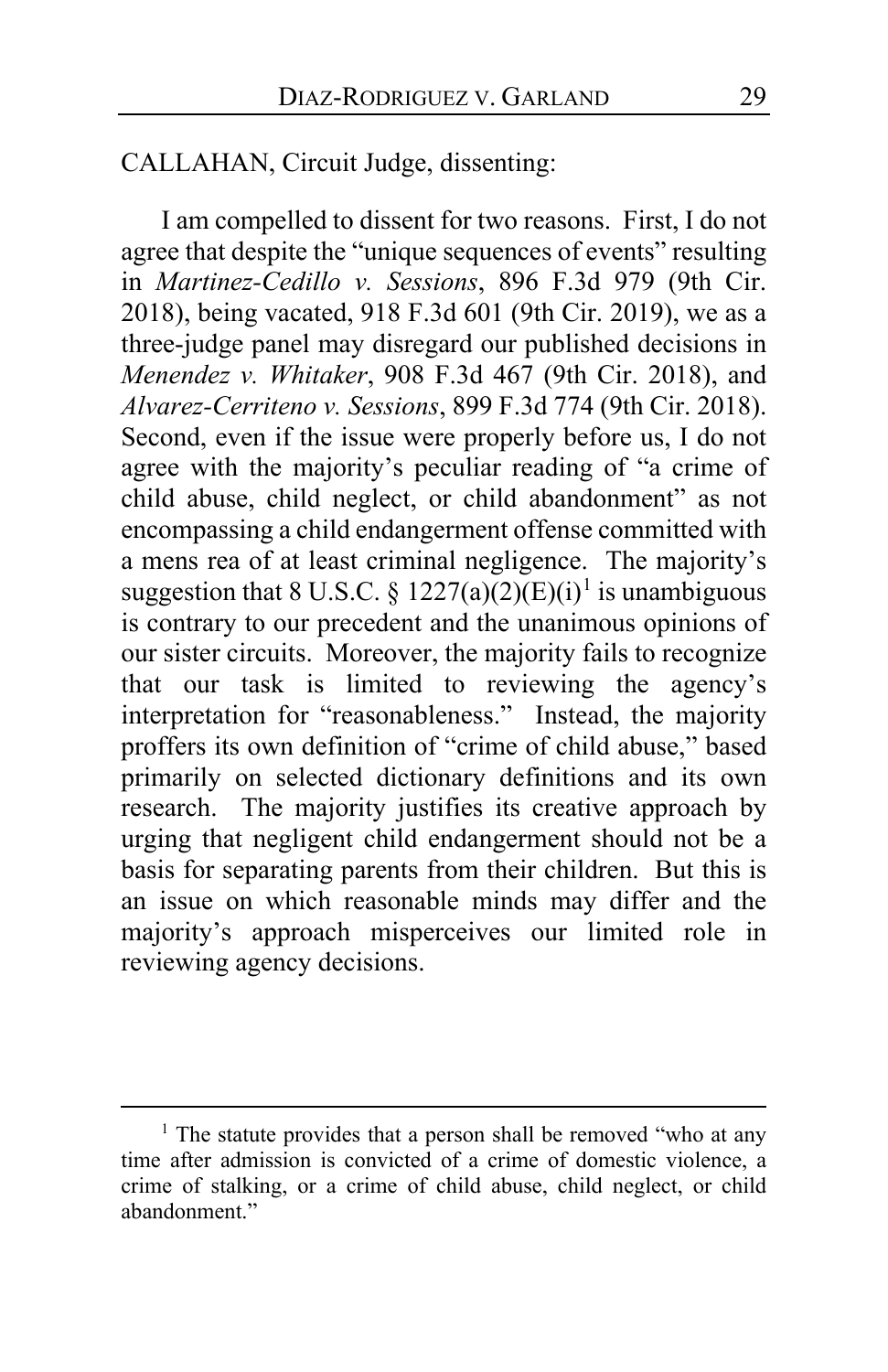CALLAHAN, Circuit Judge, dissenting:

I am compelled to dissent for two reasons. First, I do not agree that despite the "unique sequences of events" resulting in *Martinez-Cedillo v. Sessions*, 896 F.3d 979 (9th Cir. 2018), being vacated, 918 F.3d 601 (9th Cir. 2019), we as a three-judge panel may disregard our published decisions in *Menendez v. Whitaker*, 908 F.3d 467 (9th Cir. 2018), and *Alvarez-Cerriteno v. Sessions*, 899 F.3d 774 (9th Cir. 2018). Second, even if the issue were properly before us, I do not agree with the majority's peculiar reading of "a crime of child abuse, child neglect, or child abandonment" as not encompassing a child endangerment offense committed with a mens rea of at least criminal negligence. The majority's suggestion that 8 U.S.C. § 1227(a)(2)(E)(i)[1] is unambiguous is contrary to our precedent and the unanimous opinions of our sister circuits. Moreover, the majority fails to recognize that our task is limited to reviewing the agency's interpretation for "reasonableness." Instead, the majority proffers its own definition of "crime of child abuse," based primarily on selected dictionary definitions and its own research. The majority justifies its creative approach by urging that negligent child endangerment should not be a basis for separating parents from their children. But this is an issue on which reasonable minds may differ and the majority's approach misperceives our limited role in reviewing agency decisions.

---

[1] The statute provides that a person shall be removed "who at any time after admission is convicted of a crime of domestic violence, a crime of stalking, or a crime of child abuse, child neglect, or child abandonment."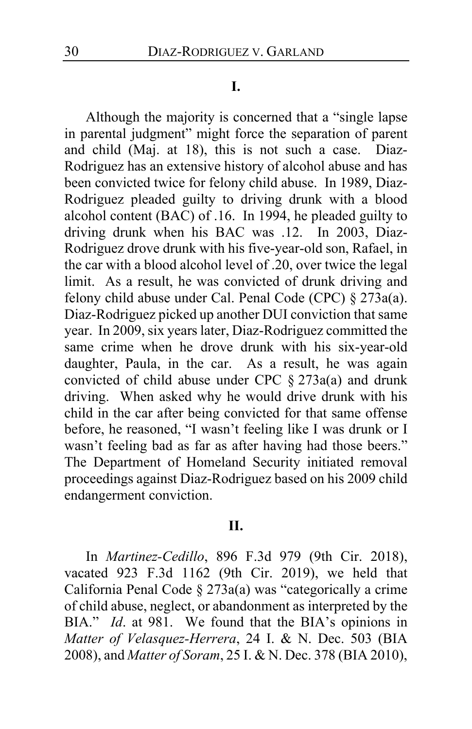## I.

Although the majority is concerned that a "single lapse in parental judgment" might force the separation of parent and child (Maj. at 18), this is not such a case. Diaz-Rodriguez has an extensive history of alcohol abuse and has been convicted twice for felony child abuse. In 1989, Diaz-Rodriguez pleaded guilty to driving drunk with a blood alcohol content (BAC) of .16. In 1994, he pleaded guilty to driving drunk when his BAC was .12. In 2003, Diaz-Rodriguez drove drunk with his five-year-old son, Rafael, in the car with a blood alcohol level of .20, over twice the legal limit. As a result, he was convicted of drunk driving and felony child abuse under Cal. Penal Code (CPC) § 273a(a). Diaz-Rodriguez picked up another DUI conviction that same year. In 2009, six years later, Diaz-Rodriguez committed the same crime when he drove drunk with his six-year-old daughter, Paula, in the car. As a result, he was again convicted of child abuse under CPC § 273a(a) and drunk driving. When asked why he would drive drunk with his child in the car after being convicted for that same offense before, he reasoned, "I wasn't feeling like I was drunk or I wasn't feeling bad as far as after having had those beers." The Department of Homeland Security initiated removal proceedings against Diaz-Rodriguez based on his 2009 child endangerment conviction.

## II.

In *Martinez-Cedillo*, 896 F.3d 979 (9th Cir. 2018), vacated 923 F.3d 1162 (9th Cir. 2019), we held that California Penal Code § 273a(a) was "categorically a crime of child abuse, neglect, or abandonment as interpreted by the BIA." *Id*. at 981. We found that the BIA's opinions in *Matter of Velasquez-Herrera*, 24 I. & N. Dec. 503 (BIA 2008), and *Matter of Soram*, 25 I. & N. Dec. 378 (BIA 2010),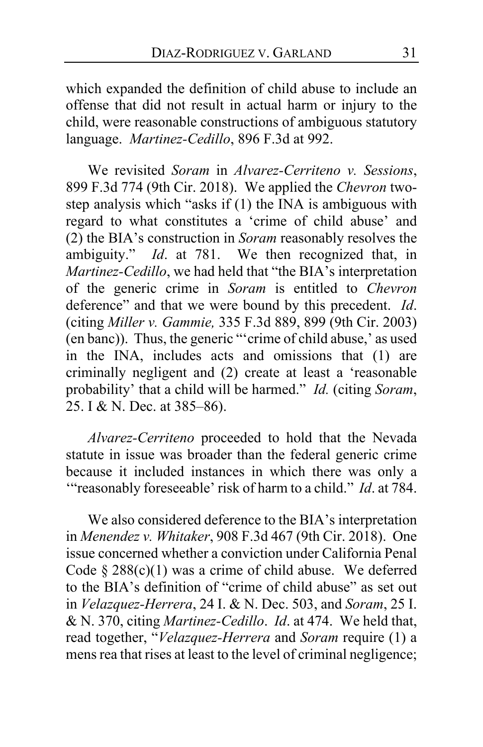which expanded the definition of child abuse to include an offense that did not result in actual harm or injury to the child, were reasonable constructions of ambiguous statutory language. *Martinez-Cedillo*, 896 F.3d at 992.

We revisited *Soram* in *Alvarez-Cerriteno v. Sessions*, 899 F.3d 774 (9th Cir. 2018). We applied the *Chevron* two-step analysis which "asks if (1) the INA is ambiguous with regard to what constitutes a 'crime of child abuse' and (2) the BIA's construction in *Soram* reasonably resolves the ambiguity." *Id*. at 781. We then recognized that, in *Martinez-Cedillo*, we had held that "the BIA's interpretation of the generic crime in *Soram* is entitled to *Chevron* deference" and that we were bound by this precedent. *Id*. (citing *Miller v. Gammie,* 335 F.3d 889, 899 (9th Cir. 2003) (en banc)). Thus, the generic "'crime of child abuse,' as used in the INA, includes acts and omissions that (1) are criminally negligent and (2) create at least a 'reasonable probability' that a child will be harmed." *Id.* (citing *Soram*, 25. I & N. Dec. at 385–86).

*Alvarez-Cerriteno* proceeded to hold that the Nevada statute in issue was broader than the federal generic crime because it included instances in which there was only a '"reasonably foreseeable' risk of harm to a child." *Id*. at 784.

We also considered deference to the BIA's interpretation in *Menendez v. Whitaker*, 908 F.3d 467 (9th Cir. 2018). One issue concerned whether a conviction under California Penal Code § 288(c)(1) was a crime of child abuse. We deferred to the BIA's definition of "crime of child abuse" as set out in *Velazquez-Herrera*, 24 I. & N. Dec. 503, and *Soram*, 25 I. & N. 370, citing *Martinez-Cedillo*. *Id*. at 474. We held that, read together, "*Velazquez-Herrera* and *Soram* require (1) a mens rea that rises at least to the level of criminal negligence;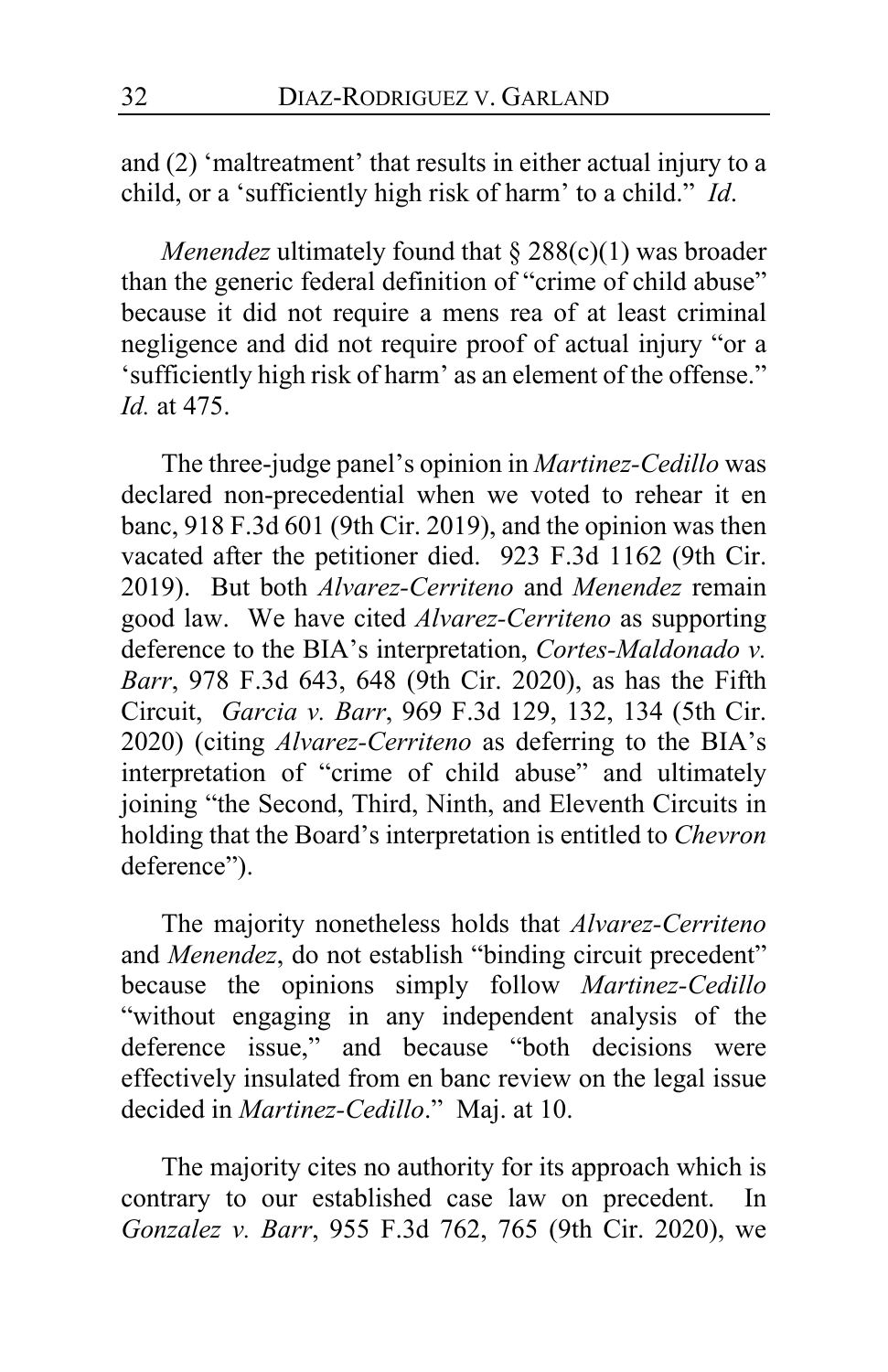and (2) 'maltreatment' that results in either actual injury to a child, or a 'sufficiently high risk of harm' to a child." *Id*.

*Menendez* ultimately found that § 288(c)(1) was broader than the generic federal definition of "crime of child abuse" because it did not require a mens rea of at least criminal negligence and did not require proof of actual injury "or a 'sufficiently high risk of harm' as an element of the offense." *Id.* at 475.

The three-judge panel's opinion in *Martinez-Cedillo* was declared non-precedential when we voted to rehear it en banc, 918 F.3d 601 (9th Cir. 2019), and the opinion was then vacated after the petitioner died. 923 F.3d 1162 (9th Cir. 2019). But both *Alvarez-Cerriteno* and *Menendez* remain good law. We have cited *Alvarez-Cerriteno* as supporting deference to the BIA's interpretation, *Cortes-Maldonado v. Barr*, 978 F.3d 643, 648 (9th Cir. 2020), as has the Fifth Circuit, *Garcia v. Barr*, 969 F.3d 129, 132, 134 (5th Cir. 2020) (citing *Alvarez-Cerriteno* as deferring to the BIA's interpretation of "crime of child abuse" and ultimately joining "the Second, Third, Ninth, and Eleventh Circuits in holding that the Board's interpretation is entitled to *Chevron* deference").

The majority nonetheless holds that *Alvarez-Cerriteno* and *Menendez*, do not establish "binding circuit precedent" because the opinions simply follow *Martinez-Cedillo* "without engaging in any independent analysis of the deference issue," and because "both decisions were effectively insulated from en banc review on the legal issue decided in *Martinez-Cedillo*." Maj. at 10.

The majority cites no authority for its approach which is contrary to our established case law on precedent. In *Gonzalez v. Barr*, 955 F.3d 762, 765 (9th Cir. 2020), we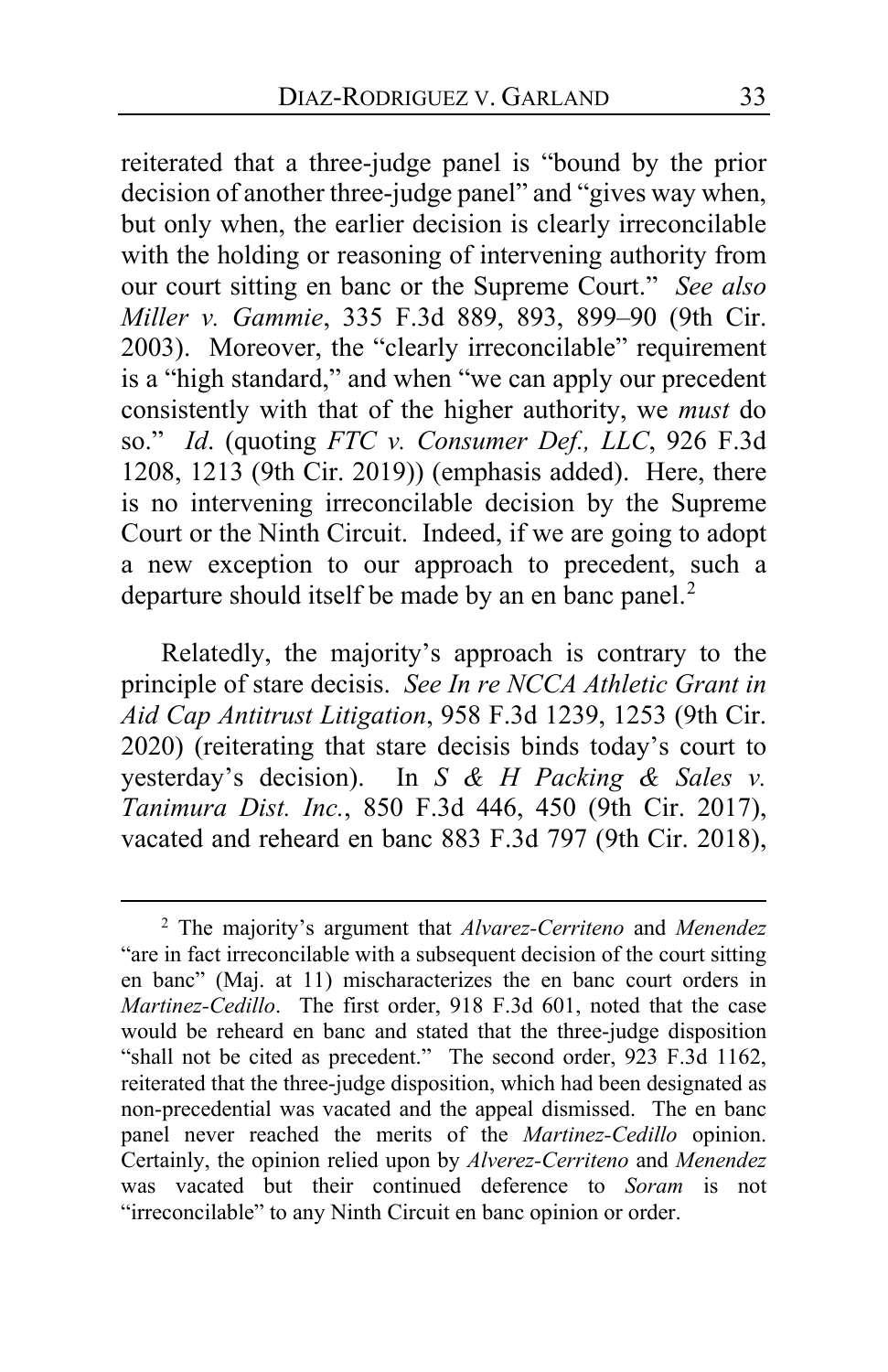reiterated that a three-judge panel is "bound by the prior decision of another three-judge panel" and "gives way when, but only when, the earlier decision is clearly irreconcilable with the holding or reasoning of intervening authority from our court sitting en banc or the Supreme Court." *See also Miller v. Gammie*, 335 F.3d 889, 893, 899–90 (9th Cir. 2003). Moreover, the "clearly irreconcilable" requirement is a "high standard," and when "we can apply our precedent consistently with that of the higher authority, we *must* do so." *Id*. (quoting *FTC v. Consumer Def., LLC*, 926 F.3d 1208, 1213 (9th Cir. 2019)) (emphasis added). Here, there is no intervening irreconcilable decision by the Supreme Court or the Ninth Circuit. Indeed, if we are going to adopt a new exception to our approach to precedent, such a departure should itself be made by an en banc panel.[2]

Relatedly, the majority's approach is contrary to the principle of stare decisis. *See In re NCCA Athletic Grant in Aid Cap Antitrust Litigation*, 958 F.3d 1239, 1253 (9th Cir. 2020) (reiterating that stare decisis binds today's court to yesterday's decision). In *S & H Packing & Sales v. Tanimura Dist. Inc.*, 850 F.3d 446, 450 (9th Cir. 2017), vacated and reheard en banc 883 F.3d 797 (9th Cir. 2018),

---

[2] The majority's argument that *Alvarez-Cerriteno* and *Menendez* "are in fact irreconcilable with a subsequent decision of the court sitting en banc" (Maj. at 11) mischaracterizes the en banc court orders in *Martinez-Cedillo*. The first order, 918 F.3d 601, noted that the case would be reheard en banc and stated that the three-judge disposition "shall not be cited as precedent." The second order, 923 F.3d 1162, reiterated that the three-judge disposition, which had been designated as non-precedential was vacated and the appeal dismissed. The en banc panel never reached the merits of the *Martinez-Cedillo* opinion. Certainly, the opinion relied upon by *Alverez-Cerriteno* and *Menendez* was vacated but their continued deference to *Soram* is not "irreconcilable" to any Ninth Circuit en banc opinion or order.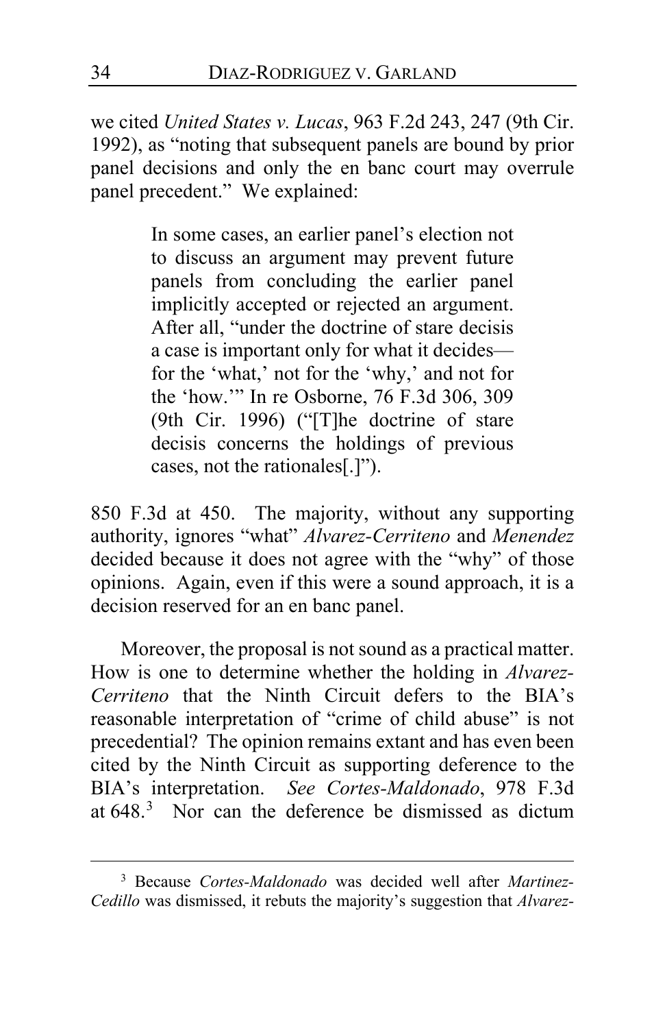we cited *United States v. Lucas*, 963 F.2d 243, 247 (9th Cir. 1992), as "noting that subsequent panels are bound by prior panel decisions and only the en banc court may overrule panel precedent." We explained:

> In some cases, an earlier panel's election not to discuss an argument may prevent future panels from concluding the earlier panel implicitly accepted or rejected an argument. After all, "under the doctrine of stare decisis a case is important only for what it decides—for the 'what,' not for the 'why,' and not for the 'how.'" In re Osborne, 76 F.3d 306, 309 (9th Cir. 1996) ("[T]he doctrine of stare decisis concerns the holdings of previous cases, not the rationales[.]").

850 F.3d at 450. The majority, without any supporting authority, ignores "what" *Alvarez-Cerriteno* and *Menendez* decided because it does not agree with the "why" of those opinions. Again, even if this were a sound approach, it is a decision reserved for an en banc panel.

Moreover, the proposal is not sound as a practical matter. How is one to determine whether the holding in *Alvarez-Cerriteno* that the Ninth Circuit defers to the BIA's reasonable interpretation of "crime of child abuse" is not precedential? The opinion remains extant and has even been cited by the Ninth Circuit as supporting deference to the BIA's interpretation. *See Cortes-Maldonado*, 978 F.3d at 648.[3] Nor can the deference be dismissed as dictum

---

[3] Because *Cortes-Maldonado* was decided well after *Martinez-Cedillo* was dismissed, it rebuts the majority's suggestion that *Alvarez-*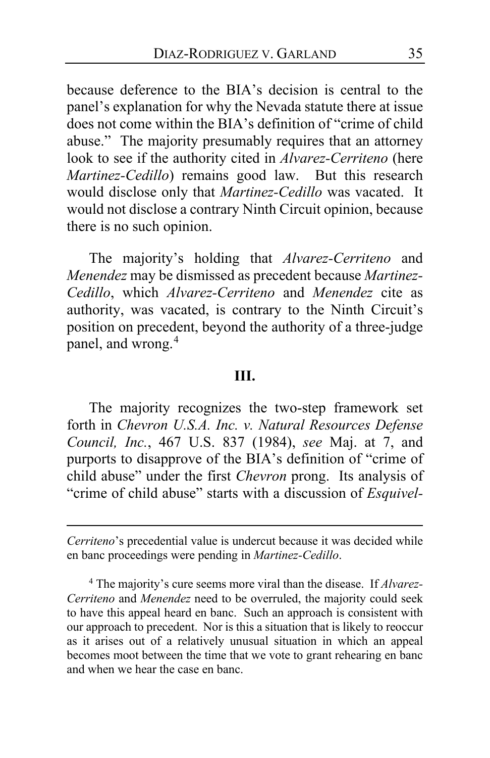because deference to the BIA's decision is central to the panel's explanation for why the Nevada statute there at issue does not come within the BIA's definition of "crime of child abuse." The majority presumably requires that an attorney look to see if the authority cited in *Alvarez-Cerriteno* (here *Martinez-Cedillo*) remains good law. But this research would disclose only that *Martinez-Cedillo* was vacated. It would not disclose a contrary Ninth Circuit opinion, because there is no such opinion.

The majority's holding that *Alvarez-Cerriteno* and *Menendez* may be dismissed as precedent because *Martinez-Cedillo*, which *Alvarez-Cerriteno* and *Menendez* cite as authority, was vacated, is contrary to the Ninth Circuit's position on precedent, beyond the authority of a three-judge panel, and wrong.[4]

## III.

The majority recognizes the two-step framework set forth in *Chevron U.S.A. Inc. v. Natural Resources Defense Council, Inc.*, 467 U.S. 837 (1984), *see* Maj. at 7, and purports to disapprove of the BIA's definition of "crime of child abuse" under the first *Chevron* prong. Its analysis of "crime of child abuse" starts with a discussion of *Esquivel-*

---

*Cerriteno*'s precedential value is undercut because it was decided while en banc proceedings were pending in *Martinez-Cedillo*.

[4] The majority's cure seems more viral than the disease. If *Alvarez-Cerriteno* and *Menendez* need to be overruled, the majority could seek to have this appeal heard en banc. Such an approach is consistent with our approach to precedent. Nor is this a situation that is likely to reoccur as it arises out of a relatively unusual situation in which an appeal becomes moot between the time that we vote to grant rehearing en banc and when we hear the case en banc.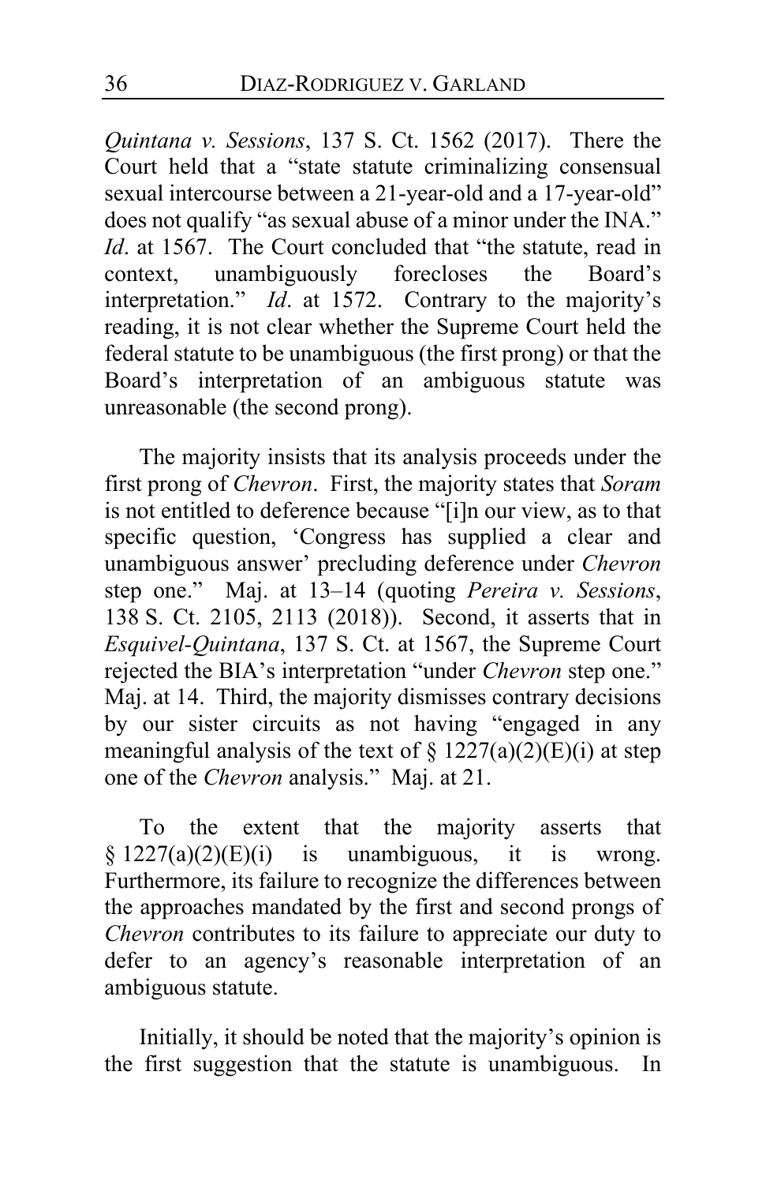*Quintana v. Sessions*, 137 S. Ct. 1562 (2017). There the Court held that a "state statute criminalizing consensual sexual intercourse between a 21-year-old and a 17-year-old" does not qualify "as sexual abuse of a minor under the INA." *Id*. at 1567. The Court concluded that "the statute, read in context, unambiguously forecloses the Board's interpretation." *Id*. at 1572. Contrary to the majority's reading, it is not clear whether the Supreme Court held the federal statute to be unambiguous (the first prong) or that the Board's interpretation of an ambiguous statute was unreasonable (the second prong).

The majority insists that its analysis proceeds under the first prong of *Chevron*. First, the majority states that *Soram* is not entitled to deference because "[i]n our view, as to that specific question, 'Congress has supplied a clear and unambiguous answer' precluding deference under *Chevron* step one." Maj. at 13–14 (quoting *Pereira v. Sessions*, 138 S. Ct. 2105, 2113 (2018)). Second, it asserts that in *Esquivel-Quintana*, 137 S. Ct. at 1567, the Supreme Court rejected the BIA's interpretation "under *Chevron* step one." Maj. at 14. Third, the majority dismisses contrary decisions by our sister circuits as not having "engaged in any meaningful analysis of the text of § 1227(a)(2)(E)(i) at step one of the *Chevron* analysis." Maj. at 21.

To the extent that the majority asserts that § 1227(a)(2)(E)(i) is unambiguous, it is wrong. Furthermore, its failure to recognize the differences between the approaches mandated by the first and second prongs of *Chevron* contributes to its failure to appreciate our duty to defer to an agency's reasonable interpretation of an ambiguous statute.

Initially, it should be noted that the majority's opinion is the first suggestion that the statute is unambiguous. In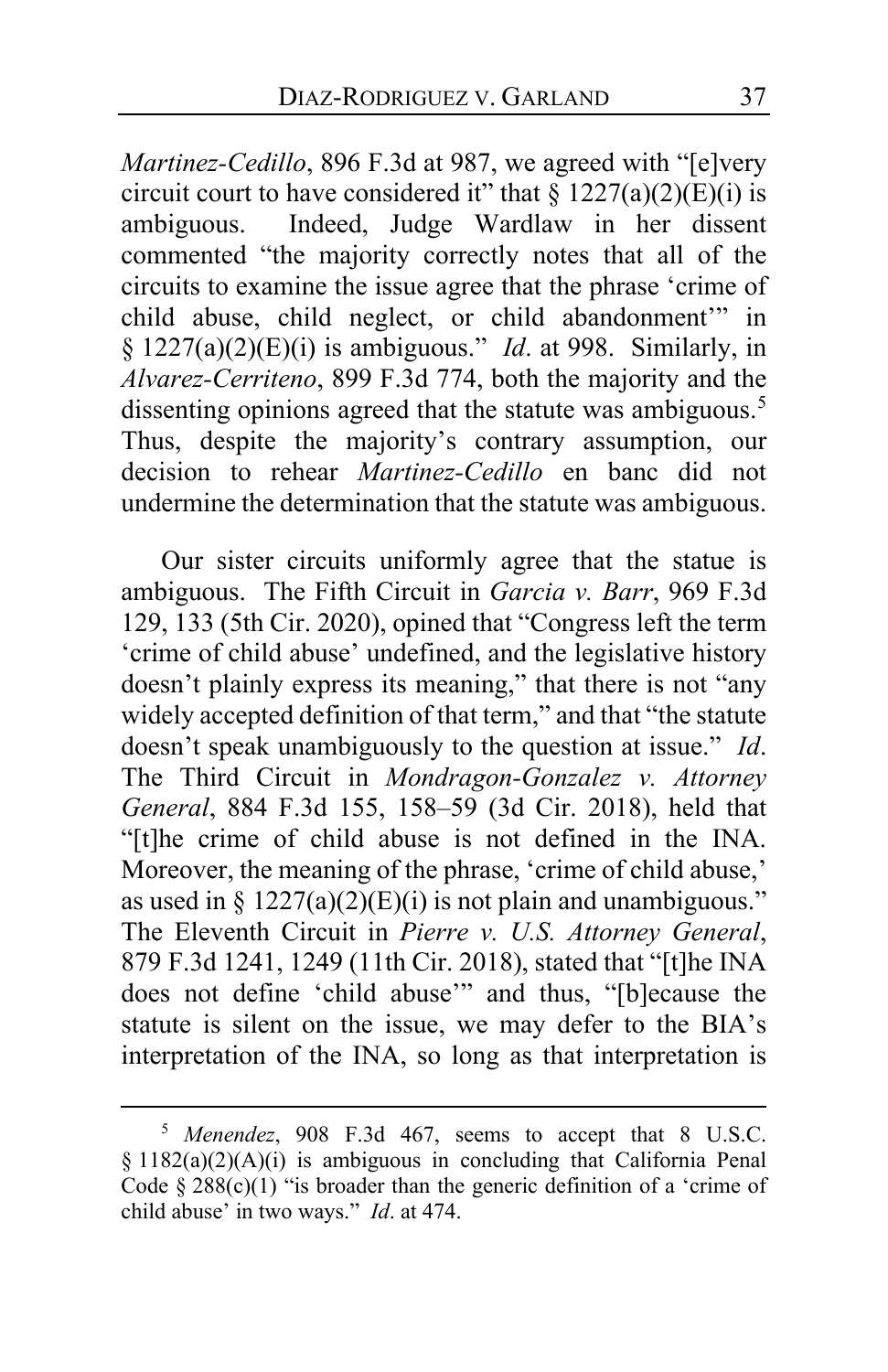*Martinez-Cedillo*, 896 F.3d at 987, we agreed with "[e]very circuit court to have considered it" that § 1227(a)(2)(E)(i) is ambiguous. Indeed, Judge Wardlaw in her dissent commented "the majority correctly notes that all of the circuits to examine the issue agree that the phrase 'crime of child abuse, child neglect, or child abandonment'" in § 1227(a)(2)(E)(i) is ambiguous." *Id*. at 998. Similarly, in *Alvarez-Cerriteno*, 899 F.3d 774, both the majority and the dissenting opinions agreed that the statute was ambiguous.[5] Thus, despite the majority's contrary assumption, our decision to rehear *Martinez-Cedillo* en banc did not undermine the determination that the statute was ambiguous.

Our sister circuits uniformly agree that the statue is ambiguous. The Fifth Circuit in *Garcia v. Barr*, 969 F.3d 129, 133 (5th Cir. 2020), opined that "Congress left the term 'crime of child abuse' undefined, and the legislative history doesn't plainly express its meaning," that there is not "any widely accepted definition of that term," and that "the statute doesn't speak unambiguously to the question at issue." *Id*. The Third Circuit in *Mondragon-Gonzalez v. Attorney General*, 884 F.3d 155, 158–59 (3d Cir. 2018), held that "[t]he crime of child abuse is not defined in the INA. Moreover, the meaning of the phrase, 'crime of child abuse,' as used in § 1227(a)(2)(E)(i) is not plain and unambiguous." The Eleventh Circuit in *Pierre v. U.S. Attorney General*, 879 F.3d 1241, 1249 (11th Cir. 2018), stated that "[t]he INA does not define 'child abuse'" and thus, "[b]ecause the statute is silent on the issue, we may defer to the BIA's interpretation of the INA, so long as that interpretation is

---

[5] *Menendez*, 908 F.3d 467, seems to accept that 8 U.S.C. § 1182(a)(2)(A)(i) is ambiguous in concluding that California Penal Code § 288(c)(1) "is broader than the generic definition of a 'crime of child abuse' in two ways." *Id*. at 474.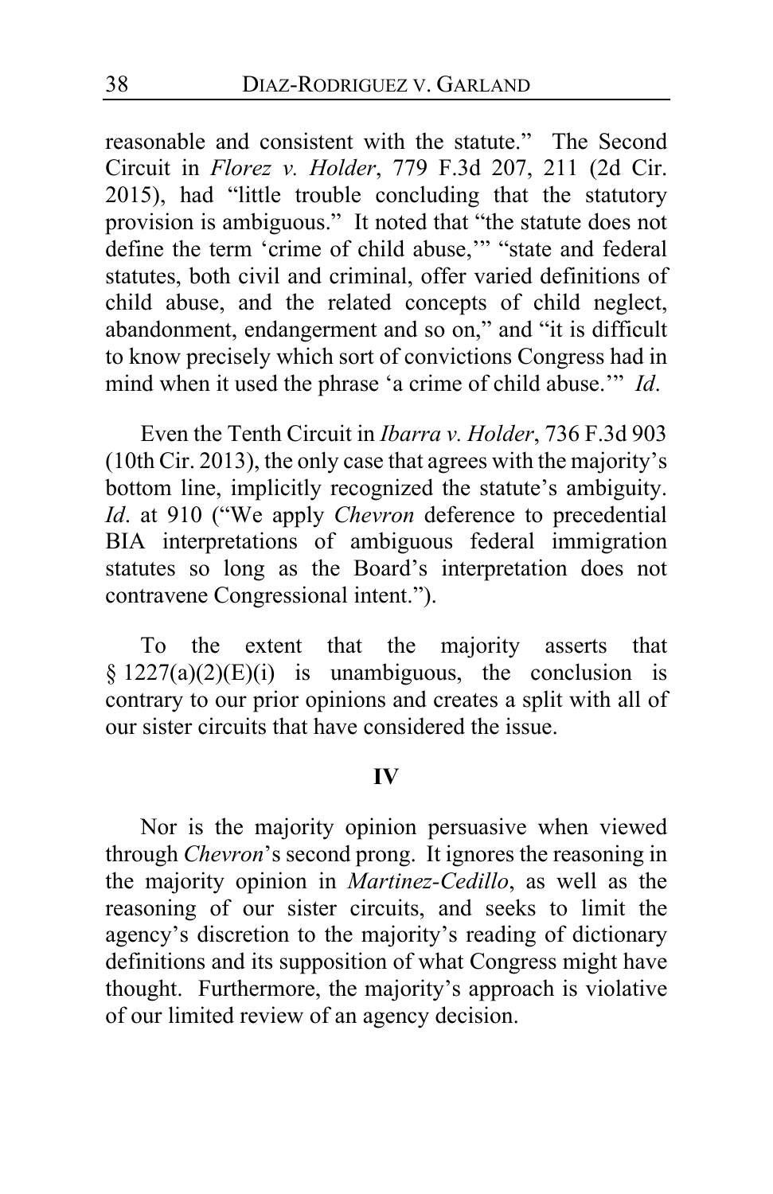reasonable and consistent with the statute." The Second Circuit in *Florez v. Holder*, 779 F.3d 207, 211 (2d Cir. 2015), had "little trouble concluding that the statutory provision is ambiguous." It noted that "the statute does not define the term 'crime of child abuse,'" "state and federal statutes, both civil and criminal, offer varied definitions of child abuse, and the related concepts of child neglect, abandonment, endangerment and so on," and "it is difficult to know precisely which sort of convictions Congress had in mind when it used the phrase 'a crime of child abuse.'" *Id*.

Even the Tenth Circuit in *Ibarra v. Holder*, 736 F.3d 903 (10th Cir. 2013), the only case that agrees with the majority's bottom line, implicitly recognized the statute's ambiguity. *Id*. at 910 ("We apply *Chevron* deference to precedential BIA interpretations of ambiguous federal immigration statutes so long as the Board's interpretation does not contravene Congressional intent.").

To the extent that the majority asserts that § 1227(a)(2)(E)(i) is unambiguous, the conclusion is contrary to our prior opinions and creates a split with all of our sister circuits that have considered the issue.

## IV

Nor is the majority opinion persuasive when viewed through *Chevron*'s second prong. It ignores the reasoning in the majority opinion in *Martinez-Cedillo*, as well as the reasoning of our sister circuits, and seeks to limit the agency's discretion to the majority's reading of dictionary definitions and its supposition of what Congress might have thought. Furthermore, the majority's approach is violative of our limited review of an agency decision.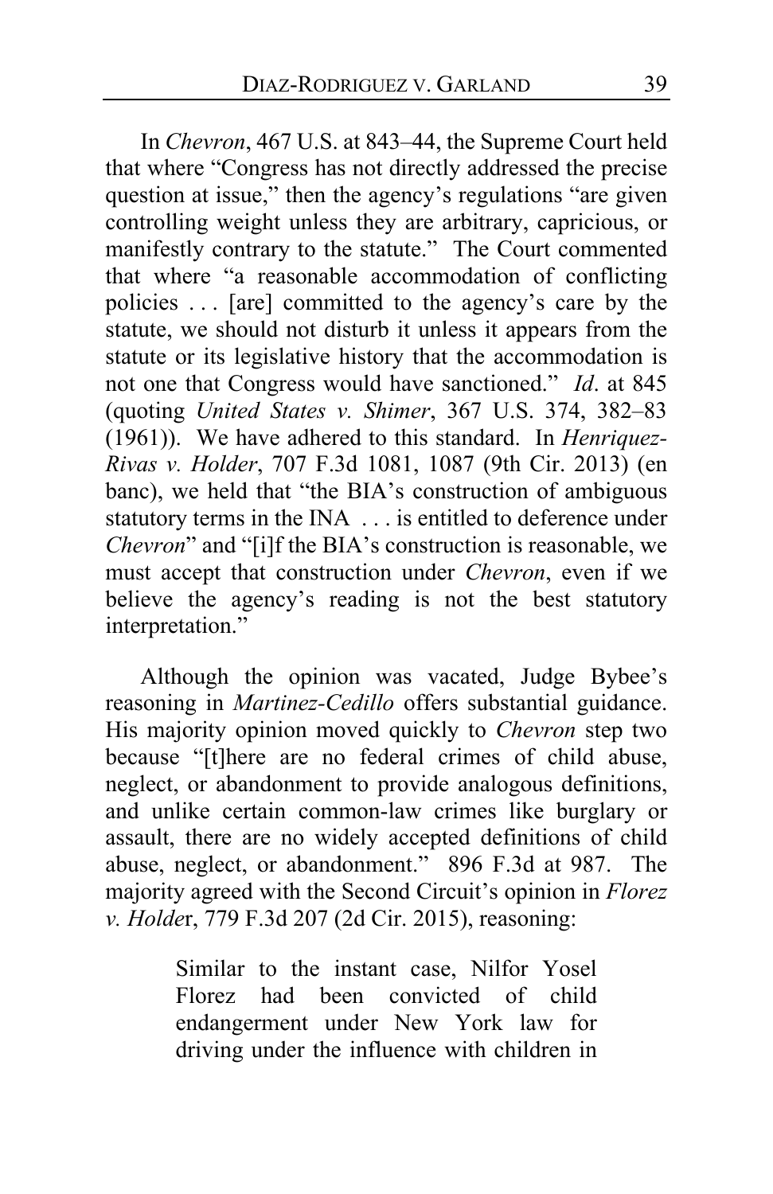In *Chevron*, 467 U.S. at 843–44, the Supreme Court held that where "Congress has not directly addressed the precise question at issue," then the agency's regulations "are given controlling weight unless they are arbitrary, capricious, or manifestly contrary to the statute." The Court commented that where "a reasonable accommodation of conflicting policies . . . [are] committed to the agency's care by the statute, we should not disturb it unless it appears from the statute or its legislative history that the accommodation is not one that Congress would have sanctioned." *Id*. at 845 (quoting *United States v. Shimer*, 367 U.S. 374, 382–83 (1961)). We have adhered to this standard. In *Henriquez-Rivas v. Holder*, 707 F.3d 1081, 1087 (9th Cir. 2013) (en banc), we held that "the BIA's construction of ambiguous statutory terms in the INA . . . is entitled to deference under *Chevron*" and "[i]f the BIA's construction is reasonable, we must accept that construction under *Chevron*, even if we believe the agency's reading is not the best statutory interpretation."

Although the opinion was vacated, Judge Bybee's reasoning in *Martinez-Cedillo* offers substantial guidance. His majority opinion moved quickly to *Chevron* step two because "[t]here are no federal crimes of child abuse, neglect, or abandonment to provide analogous definitions, and unlike certain common-law crimes like burglary or assault, there are no widely accepted definitions of child abuse, neglect, or abandonment." 896 F.3d at 987. The majority agreed with the Second Circuit's opinion in *Florez v. Holde*r, 779 F.3d 207 (2d Cir. 2015), reasoning:

> Similar to the instant case, Nilfor Yosel Florez had been convicted of child endangerment under New York law for driving under the influence with children in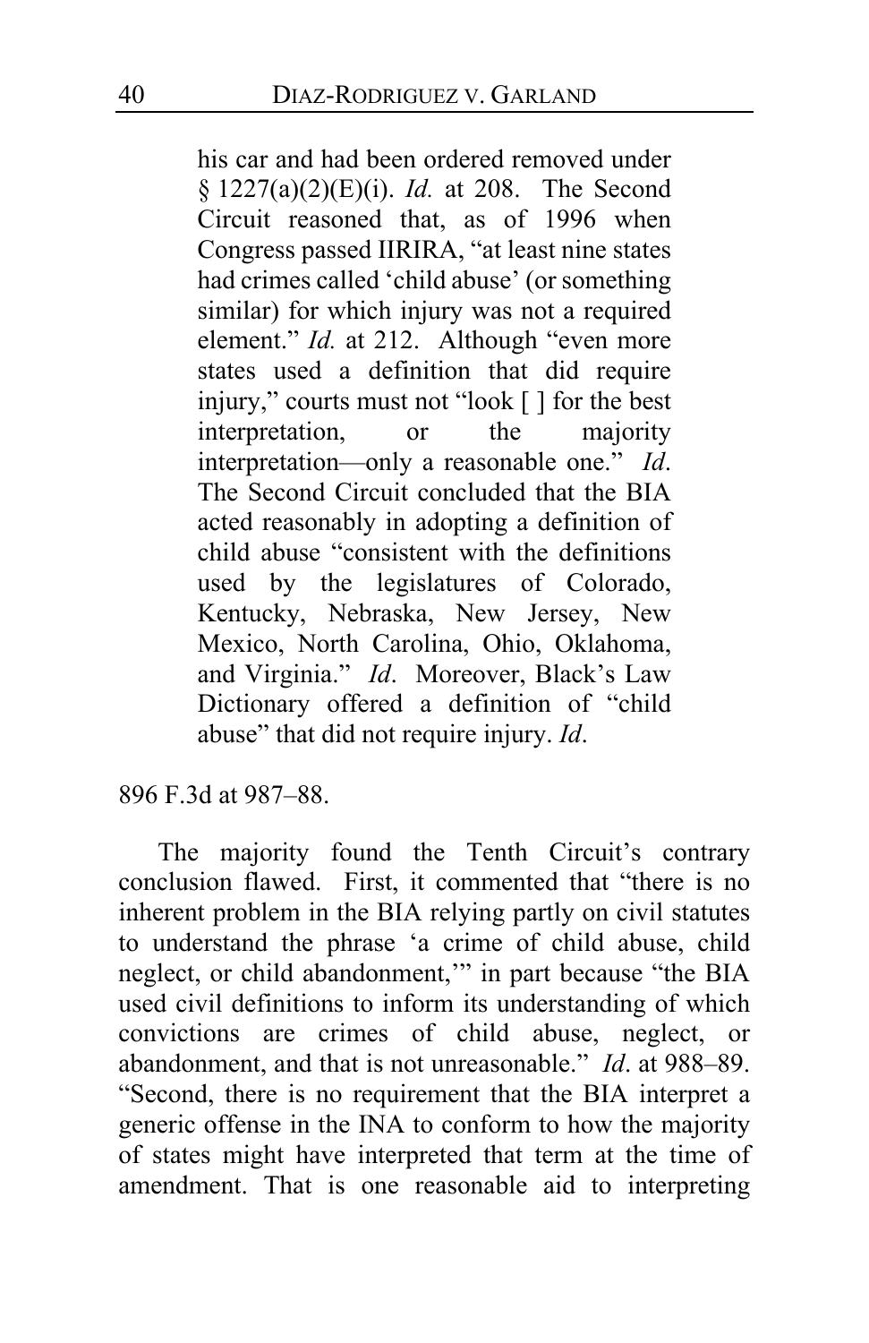> his car and had been ordered removed under § 1227(a)(2)(E)(i). *Id.* at 208. The Second Circuit reasoned that, as of 1996 when Congress passed IIRIRA, "at least nine states had crimes called 'child abuse' (or something similar) for which injury was not a required element." *Id.* at 212. Although "even more states used a definition that did require injury," courts must not "look [ ] for the best interpretation, or the majority interpretation—only a reasonable one." *Id*. The Second Circuit concluded that the BIA acted reasonably in adopting a definition of child abuse "consistent with the definitions used by the legislatures of Colorado, Kentucky, Nebraska, New Jersey, New Mexico, North Carolina, Ohio, Oklahoma, and Virginia." *Id*. Moreover, Black's Law Dictionary offered a definition of "child abuse" that did not require injury. *Id*.

896 F.3d at 987–88.

The majority found the Tenth Circuit's contrary conclusion flawed. First, it commented that "there is no inherent problem in the BIA relying partly on civil statutes to understand the phrase 'a crime of child abuse, child neglect, or child abandonment,'" in part because "the BIA used civil definitions to inform its understanding of which convictions are crimes of child abuse, neglect, or abandonment, and that is not unreasonable." *Id*. at 988–89. "Second, there is no requirement that the BIA interpret a generic offense in the INA to conform to how the majority of states might have interpreted that term at the time of amendment. That is one reasonable aid to interpreting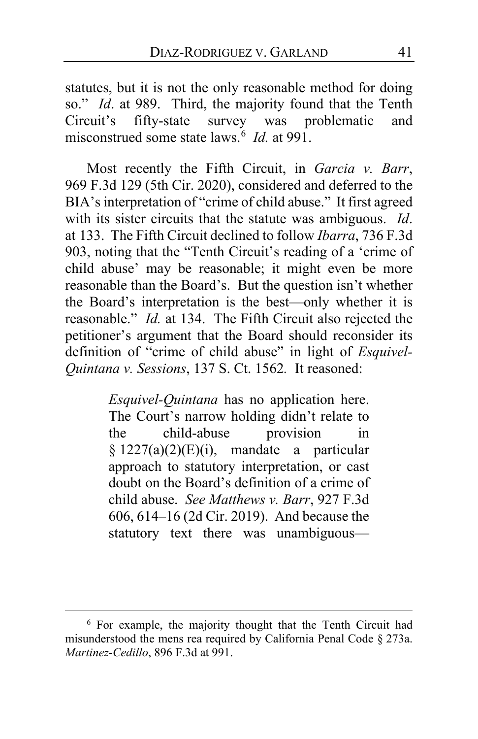statutes, but it is not the only reasonable method for doing so." *Id*. at 989. Third, the majority found that the Tenth Circuit's fifty-state survey was problematic and misconstrued some state laws.[6] *Id.* at 991.

Most recently the Fifth Circuit, in *Garcia v. Barr*, 969 F.3d 129 (5th Cir. 2020), considered and deferred to the BIA's interpretation of "crime of child abuse." It first agreed with its sister circuits that the statute was ambiguous. *Id*. at 133. The Fifth Circuit declined to follow *Ibarra*, 736 F.3d 903, noting that the "Tenth Circuit's reading of a 'crime of child abuse' may be reasonable; it might even be more reasonable than the Board's. But the question isn't whether the Board's interpretation is the best—only whether it is reasonable." *Id.* at 134. The Fifth Circuit also rejected the petitioner's argument that the Board should reconsider its definition of "crime of child abuse" in light of *Esquivel-Quintana v. Sessions*, 137 S. Ct. 1562. It reasoned:

> *Esquivel-Quintana* has no application here. The Court's narrow holding didn't relate to the child-abuse provision in § 1227(a)(2)(E)(i), mandate a particular approach to statutory interpretation, or cast doubt on the Board's definition of a crime of child abuse. *See Matthews v. Barr*, 927 F.3d 606, 614–16 (2d Cir. 2019). And because the statutory text there was unambiguous—

[6] For example, the majority thought that the Tenth Circuit had misunderstood the mens rea required by California Penal Code § 273a. *Martinez-Cedillo*, 896 F.3d at 991.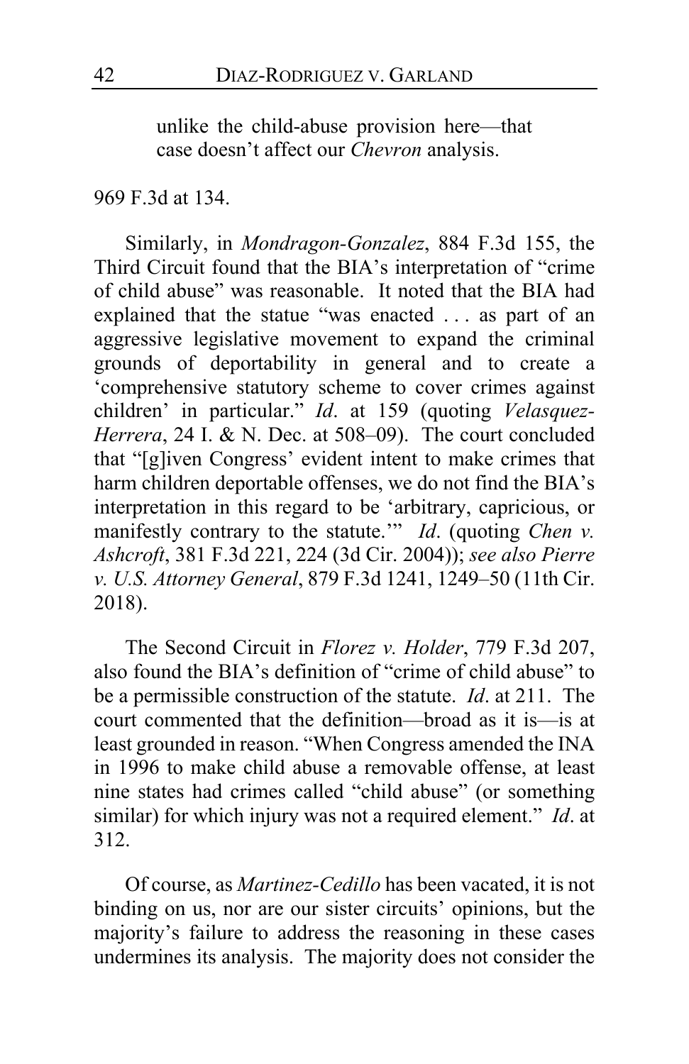> unlike the child-abuse provision here—that case doesn't affect our *Chevron* analysis.

969 F.3d at 134.

Similarly, in *Mondragon-Gonzalez*, 884 F.3d 155, the Third Circuit found that the BIA's interpretation of "crime of child abuse" was reasonable. It noted that the BIA had explained that the statue "was enacted . . . as part of an aggressive legislative movement to expand the criminal grounds of deportability in general and to create a 'comprehensive statutory scheme to cover crimes against children' in particular." *Id*. at 159 (quoting *Velasquez-Herrera*, 24 I. & N. Dec. at 508–09). The court concluded that "[g]iven Congress' evident intent to make crimes that harm children deportable offenses, we do not find the BIA's interpretation in this regard to be 'arbitrary, capricious, or manifestly contrary to the statute.'" *Id*. (quoting *Chen v. Ashcroft*, 381 F.3d 221, 224 (3d Cir. 2004)); *see also Pierre v. U.S. Attorney General*, 879 F.3d 1241, 1249–50 (11th Cir. 2018).

The Second Circuit in *Florez v. Holder*, 779 F.3d 207, also found the BIA's definition of "crime of child abuse" to be a permissible construction of the statute. *Id*. at 211. The court commented that the definition—broad as it is—is at least grounded in reason. "When Congress amended the INA in 1996 to make child abuse a removable offense, at least nine states had crimes called "child abuse" (or something similar) for which injury was not a required element." *Id*. at 312.

Of course, as *Martinez-Cedillo* has been vacated, it is not binding on us, nor are our sister circuits' opinions, but the majority's failure to address the reasoning in these cases undermines its analysis. The majority does not consider the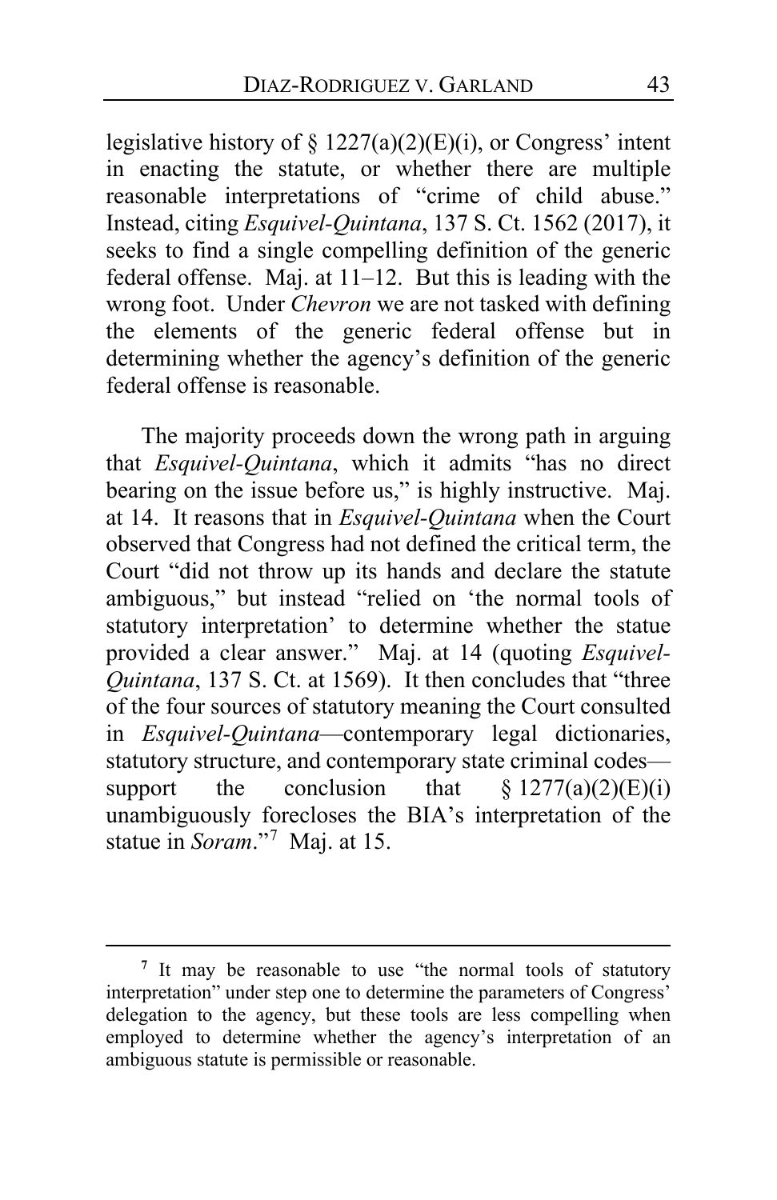legislative history of § 1227(a)(2)(E)(i), or Congress' intent in enacting the statute, or whether there are multiple reasonable interpretations of "crime of child abuse." Instead, citing *Esquivel-Quintana*, 137 S. Ct. 1562 (2017), it seeks to find a single compelling definition of the generic federal offense. Maj. at 11–12. But this is leading with the wrong foot. Under *Chevron* we are not tasked with defining the elements of the generic federal offense but in determining whether the agency's definition of the generic federal offense is reasonable.

The majority proceeds down the wrong path in arguing that *Esquivel-Quintana*, which it admits "has no direct bearing on the issue before us," is highly instructive. Maj. at 14. It reasons that in *Esquivel-Quintana* when the Court observed that Congress had not defined the critical term, the Court "did not throw up its hands and declare the statute ambiguous," but instead "relied on 'the normal tools of statutory interpretation' to determine whether the statue provided a clear answer." Maj. at 14 (quoting *Esquivel-Quintana*, 137 S. Ct. at 1569). It then concludes that "three of the four sources of statutory meaning the Court consulted in *Esquivel-Quintana*—contemporary legal dictionaries, statutory structure, and contemporary state criminal codes—support the conclusion that § 1277(a)(2)(E)(i) unambiguously forecloses the BIA's interpretation of the statue in *Soram*."[7] Maj. at 15.

[7] It may be reasonable to use "the normal tools of statutory interpretation" under step one to determine the parameters of Congress' delegation to the agency, but these tools are less compelling when employed to determine whether the agency's interpretation of an ambiguous statute is permissible or reasonable.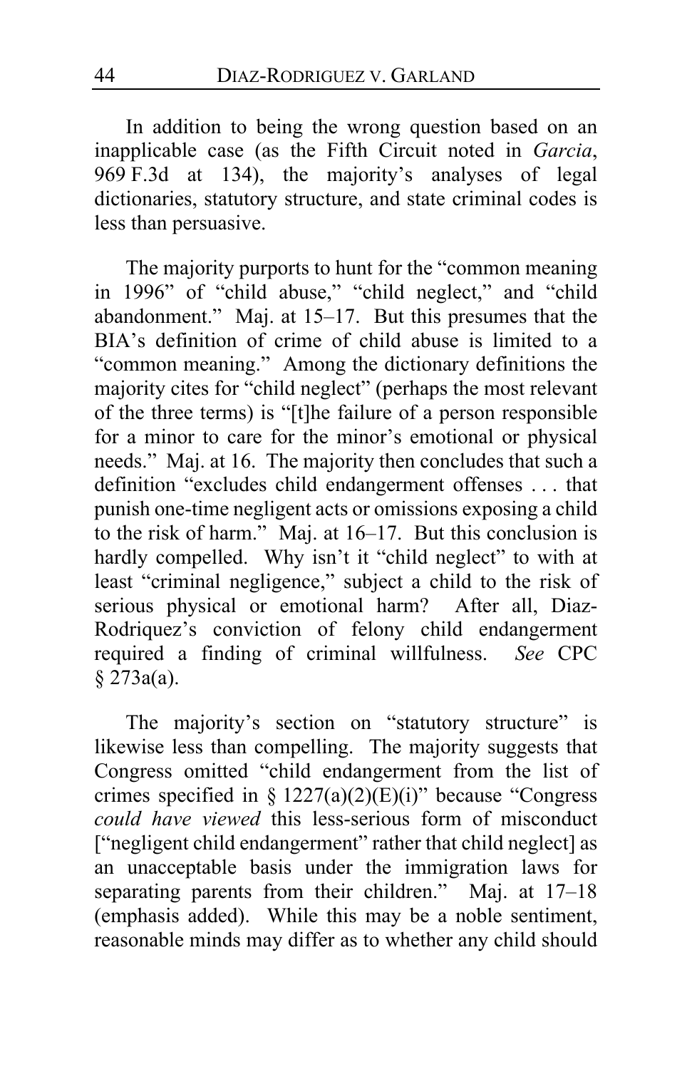In addition to being the wrong question based on an inapplicable case (as the Fifth Circuit noted in *Garcia*, 969 F.3d at 134), the majority's analyses of legal dictionaries, statutory structure, and state criminal codes is less than persuasive.

The majority purports to hunt for the "common meaning in 1996" of "child abuse," "child neglect," and "child abandonment." Maj. at 15–17. But this presumes that the BIA's definition of crime of child abuse is limited to a "common meaning." Among the dictionary definitions the majority cites for "child neglect" (perhaps the most relevant of the three terms) is "[t]he failure of a person responsible for a minor to care for the minor's emotional or physical needs." Maj. at 16. The majority then concludes that such a definition "excludes child endangerment offenses . . . that punish one-time negligent acts or omissions exposing a child to the risk of harm." Maj. at 16–17. But this conclusion is hardly compelled. Why isn't it "child neglect" to with at least "criminal negligence," subject a child to the risk of serious physical or emotional harm? After all, Diaz-Rodriquez's conviction of felony child endangerment required a finding of criminal willfulness. *See* CPC § 273a(a).

The majority's section on "statutory structure" is likewise less than compelling. The majority suggests that Congress omitted "child endangerment from the list of crimes specified in § 1227(a)(2)(E)(i)" because "Congress *could have viewed* this less-serious form of misconduct ["negligent child endangerment" rather that child neglect] as an unacceptable basis under the immigration laws for separating parents from their children." Maj. at 17–18 (emphasis added). While this may be a noble sentiment, reasonable minds may differ as to whether any child should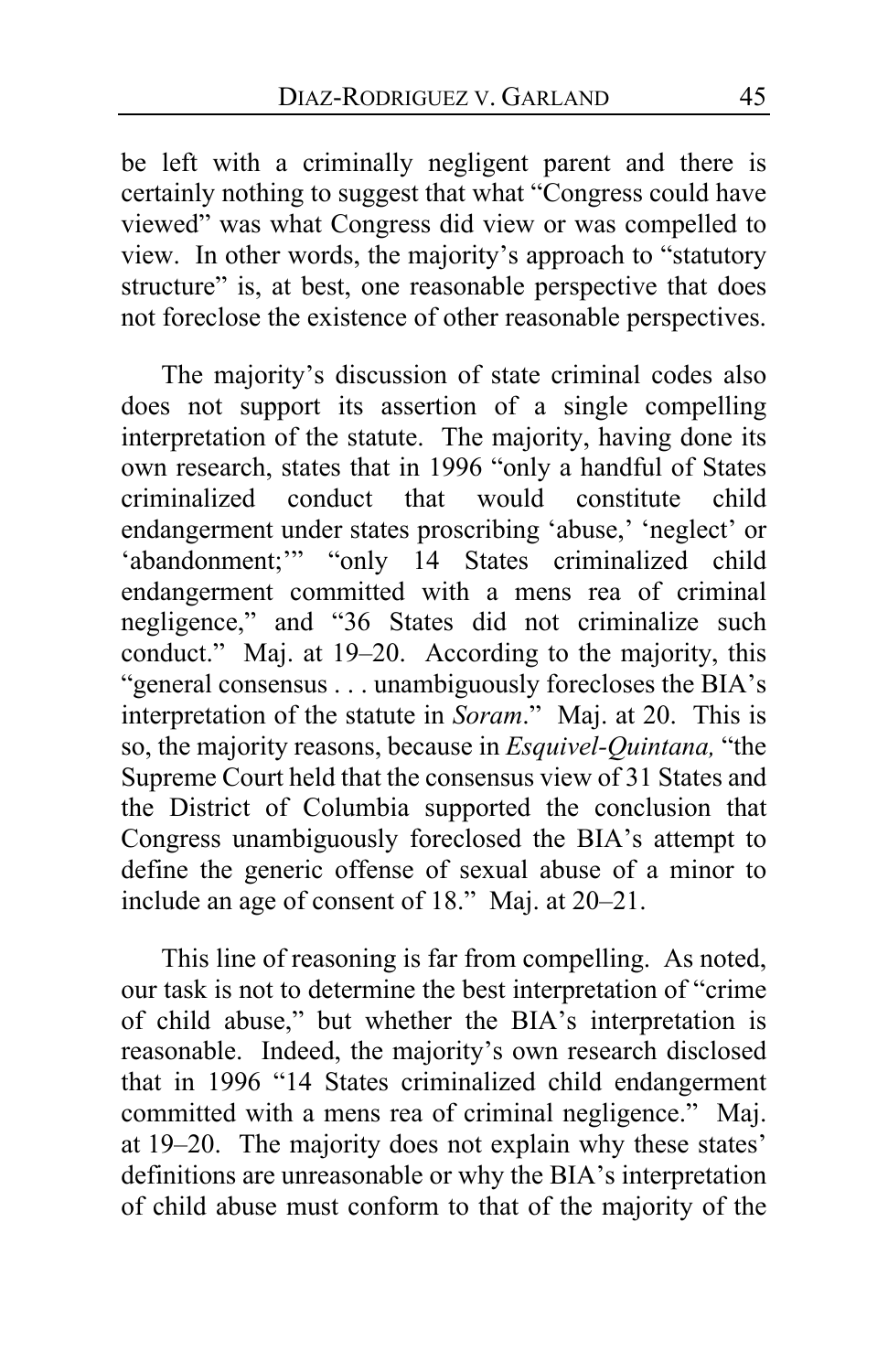be left with a criminally negligent parent and there is certainly nothing to suggest that what "Congress could have viewed" was what Congress did view or was compelled to view. In other words, the majority's approach to "statutory structure" is, at best, one reasonable perspective that does not foreclose the existence of other reasonable perspectives.

The majority's discussion of state criminal codes also does not support its assertion of a single compelling interpretation of the statute. The majority, having done its own research, states that in 1996 "only a handful of States criminalized conduct that would constitute child endangerment under states proscribing 'abuse,' 'neglect' or 'abandonment;'" "only 14 States criminalized child endangerment committed with a mens rea of criminal negligence," and "36 States did not criminalize such conduct." Maj. at 19–20. According to the majority, this "general consensus . . . unambiguously forecloses the BIA's interpretation of the statute in *Soram*." Maj. at 20. This is so, the majority reasons, because in *Esquivel-Quintana,* "the Supreme Court held that the consensus view of 31 States and the District of Columbia supported the conclusion that Congress unambiguously foreclosed the BIA's attempt to define the generic offense of sexual abuse of a minor to include an age of consent of 18." Maj. at 20–21.

This line of reasoning is far from compelling. As noted, our task is not to determine the best interpretation of "crime of child abuse," but whether the BIA's interpretation is reasonable. Indeed, the majority's own research disclosed that in 1996 "14 States criminalized child endangerment committed with a mens rea of criminal negligence." Maj. at 19–20. The majority does not explain why these states' definitions are unreasonable or why the BIA's interpretation of child abuse must conform to that of the majority of the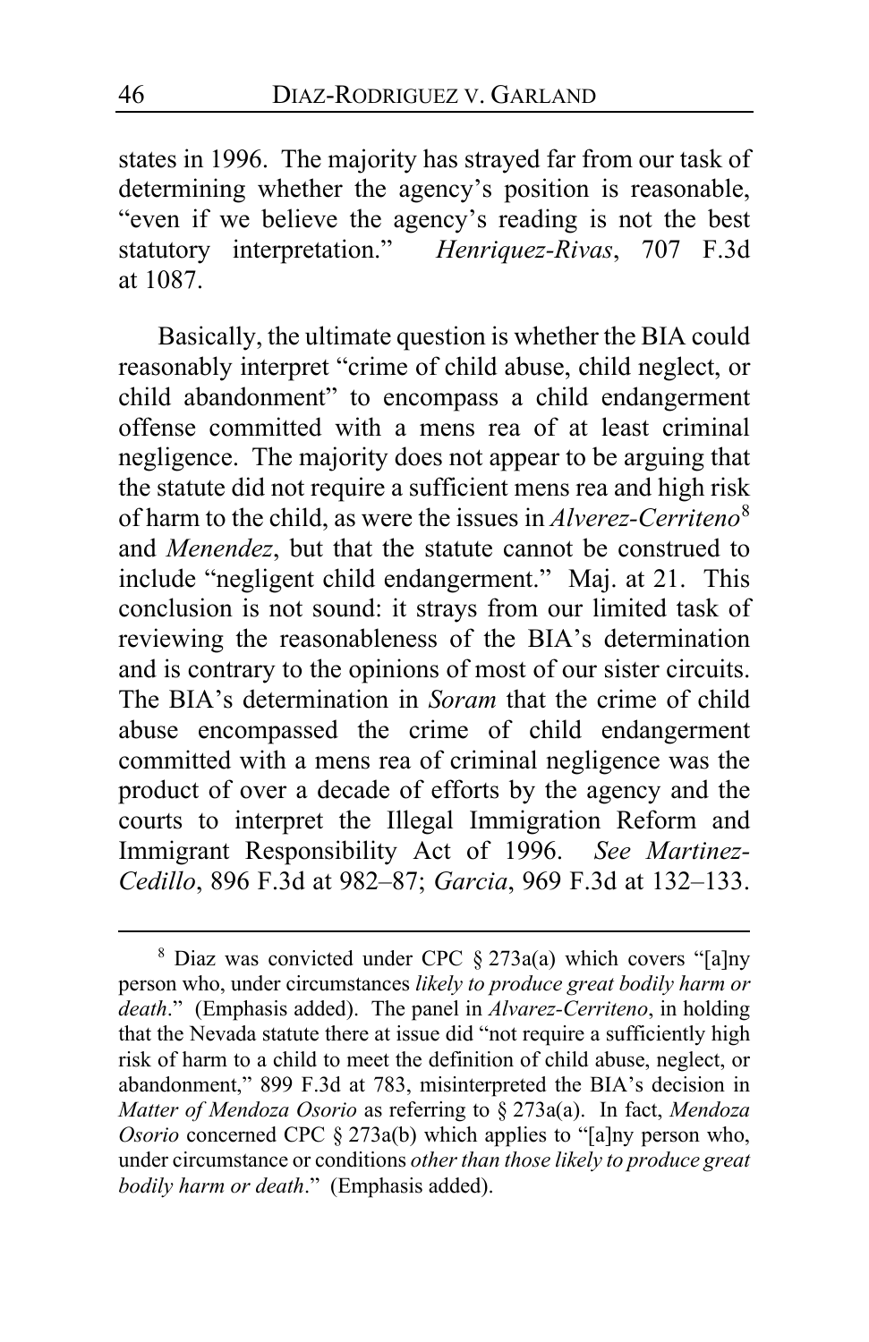states in 1996. The majority has strayed far from our task of determining whether the agency's position is reasonable, "even if we believe the agency's reading is not the best statutory interpretation." *Henriquez-Rivas*, 707 F.3d at 1087.

Basically, the ultimate question is whether the BIA could reasonably interpret "crime of child abuse, child neglect, or child abandonment" to encompass a child endangerment offense committed with a mens rea of at least criminal negligence. The majority does not appear to be arguing that the statute did not require a sufficient mens rea and high risk of harm to the child, as were the issues in *Alverez-Cerriteno*[8] and *Menendez*, but that the statute cannot be construed to include "negligent child endangerment." Maj. at 21. This conclusion is not sound: it strays from our limited task of reviewing the reasonableness of the BIA's determination and is contrary to the opinions of most of our sister circuits. The BIA's determination in *Soram* that the crime of child abuse encompassed the crime of child endangerment committed with a mens rea of criminal negligence was the product of over a decade of efforts by the agency and the courts to interpret the Illegal Immigration Reform and Immigrant Responsibility Act of 1996. *See Martinez-Cedillo*, 896 F.3d at 982–87; *Garcia*, 969 F.3d at 132–133.

---

[8] Diaz was convicted under CPC § 273a(a) which covers "[a]ny person who, under circumstances *likely to produce great bodily harm or death*." (Emphasis added). The panel in *Alvarez-Cerriteno*, in holding that the Nevada statute there at issue did "not require a sufficiently high risk of harm to a child to meet the definition of child abuse, neglect, or abandonment," 899 F.3d at 783, misinterpreted the BIA's decision in *Matter of Mendoza Osorio* as referring to § 273a(a). In fact, *Mendoza Osorio* concerned CPC § 273a(b) which applies to "[a]ny person who, under circumstance or conditions *other than those likely to produce great bodily harm or death*." (Emphasis added).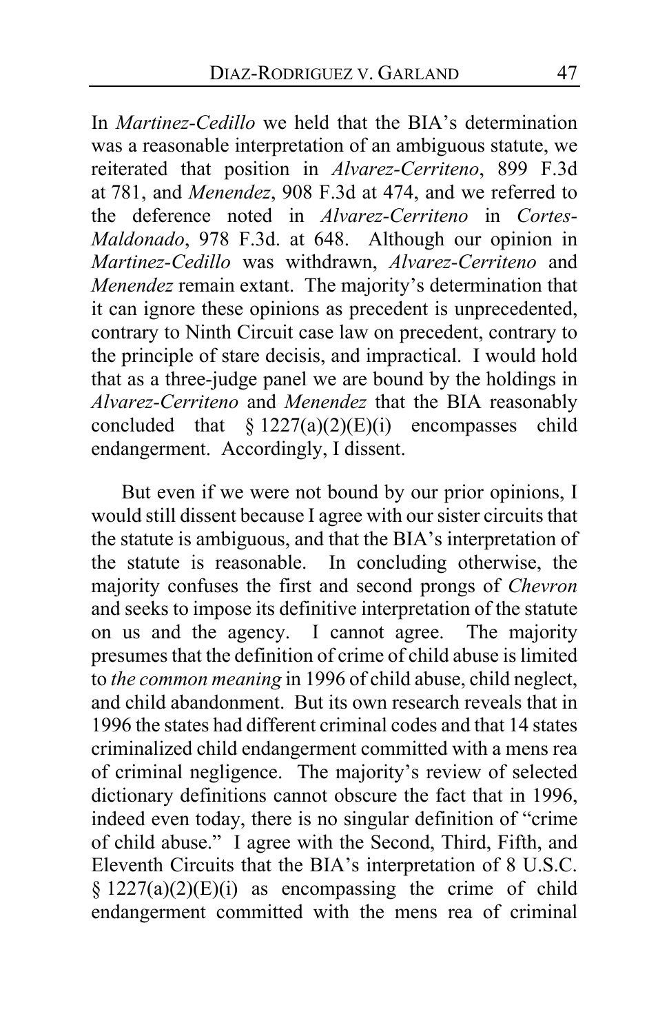In *Martinez-Cedillo* we held that the BIA's determination was a reasonable interpretation of an ambiguous statute, we reiterated that position in *Alvarez-Cerriteno*, 899 F.3d at 781, and *Menendez*, 908 F.3d at 474, and we referred to the deference noted in *Alvarez-Cerriteno* in *Cortes-Maldonado*, 978 F.3d. at 648. Although our opinion in *Martinez-Cedillo* was withdrawn, *Alvarez-Cerriteno* and *Menendez* remain extant. The majority's determination that it can ignore these opinions as precedent is unprecedented, contrary to Ninth Circuit case law on precedent, contrary to the principle of stare decisis, and impractical. I would hold that as a three-judge panel we are bound by the holdings in *Alvarez-Cerriteno* and *Menendez* that the BIA reasonably concluded that § 1227(a)(2)(E)(i) encompasses child endangerment. Accordingly, I dissent.

But even if we were not bound by our prior opinions, I would still dissent because I agree with our sister circuits that the statute is ambiguous, and that the BIA's interpretation of the statute is reasonable. In concluding otherwise, the majority confuses the first and second prongs of *Chevron* and seeks to impose its definitive interpretation of the statute on us and the agency. I cannot agree. The majority presumes that the definition of crime of child abuse is limited to *the common meaning* in 1996 of child abuse, child neglect, and child abandonment. But its own research reveals that in 1996 the states had different criminal codes and that 14 states criminalized child endangerment committed with a mens rea of criminal negligence. The majority's review of selected dictionary definitions cannot obscure the fact that in 1996, indeed even today, there is no singular definition of "crime of child abuse." I agree with the Second, Third, Fifth, and Eleventh Circuits that the BIA's interpretation of 8 U.S.C. § 1227(a)(2)(E)(i) as encompassing the crime of child endangerment committed with the mens rea of criminal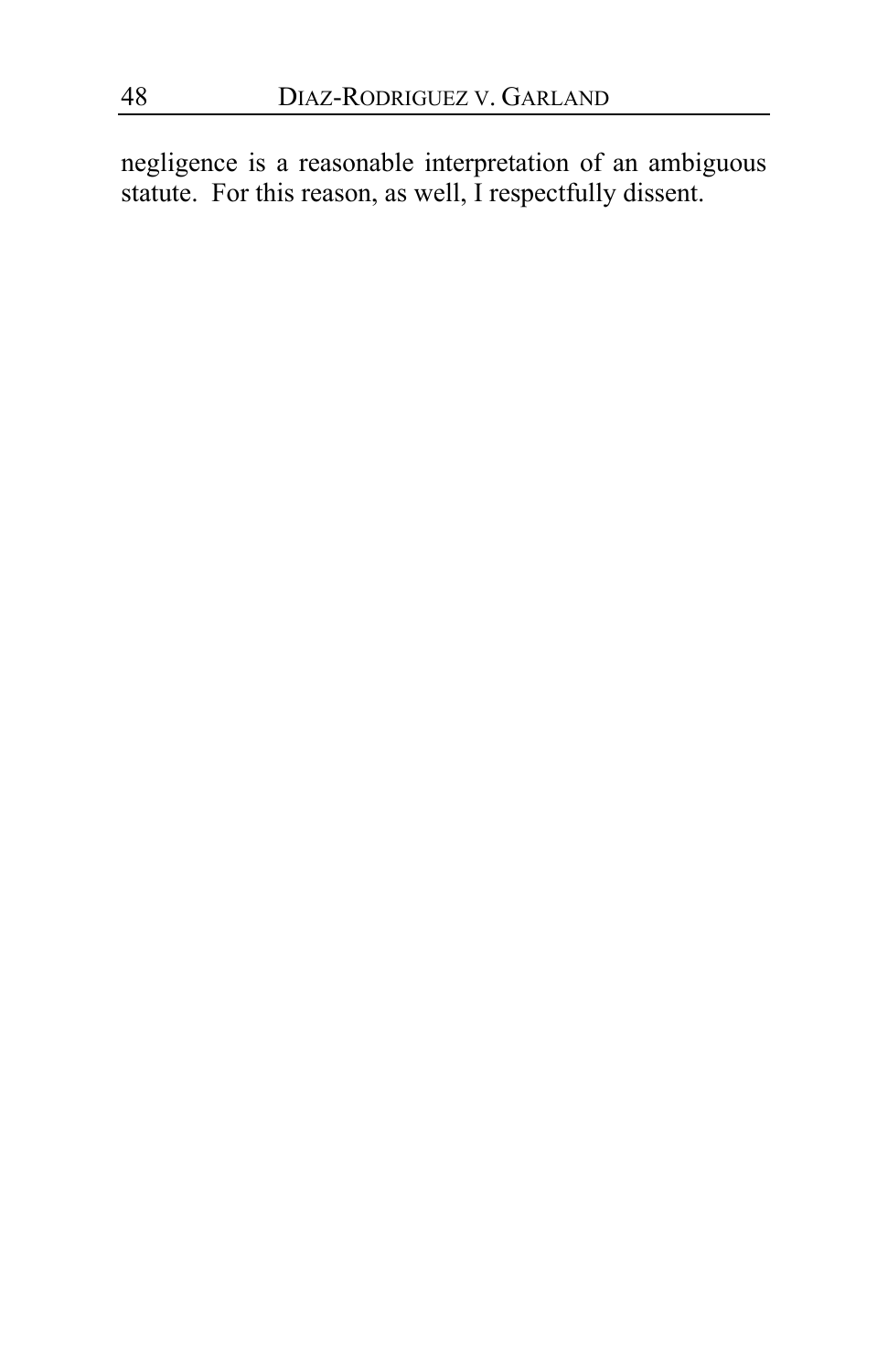negligence is a reasonable interpretation of an ambiguous statute. For this reason, as well, I respectfully dissent.